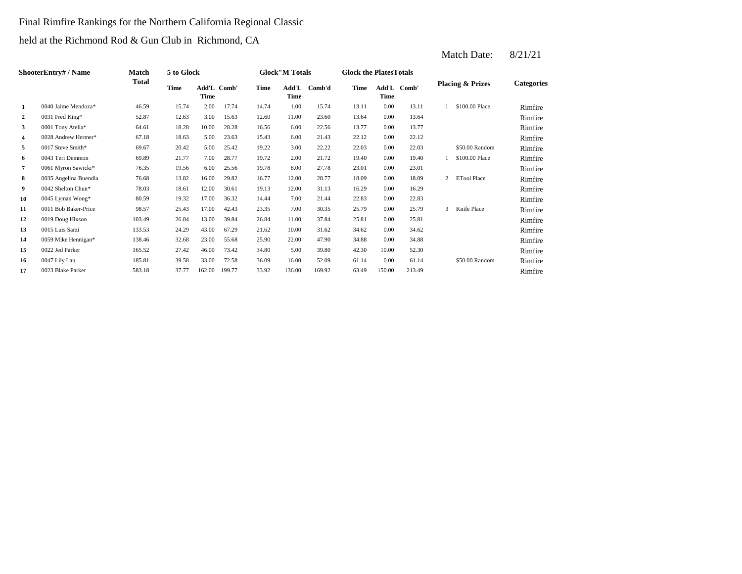Final Rimfire Rankings for the Northern California Regional Classic

held at the Richmond Rod & Gun Club in Richmond, CA

Match Date: 8/21/21

| Shooter | Entry# / Name | Match Total | 5 to Glock | | | Glock"M Totals | | | Glock the Plates Totals | | | Placing & Prizes | | Categories |
|---|---|---|---|---|---|---|---|---|---|---|---|---|---|---|
| | | | Time | Add'L Time | Comb' | Time | Add'L Time | Comb'd | Time | Add'L Time | Comb' | | | |
| 1 | 0040 Jaime Mendoza* | 46.59 | 15.74 | 2.00 | 17.74 | 14.74 | 1.00 | 15.74 | 13.11 | 0.00 | 13.11 | 1 | $100.00 Place | Rimfire |
| 2 | 0031 Fred King* | 52.87 | 12.63 | 3.00 | 15.63 | 12.60 | 11.00 | 23.60 | 13.64 | 0.00 | 13.64 | | | Rimfire |
| 3 | 0001 Tony Atella* | 64.61 | 18.28 | 10.00 | 28.28 | 16.56 | 6.00 | 22.56 | 13.77 | 0.00 | 13.77 | | | Rimfire |
| 4 | 0028 Andrew Hermer* | 67.18 | 18.63 | 5.00 | 23.63 | 15.43 | 6.00 | 21.43 | 22.12 | 0.00 | 22.12 | | | Rimfire |
| 5 | 0017 Steve Smith* | 69.67 | 20.42 | 5.00 | 25.42 | 19.22 | 3.00 | 22.22 | 22.03 | 0.00 | 22.03 | | $50.00 Random | Rimfire |
| 6 | 0043 Teri Demmon | 69.89 | 21.77 | 7.00 | 28.77 | 19.72 | 2.00 | 21.72 | 19.40 | 0.00 | 19.40 | 1 | $100.00 Place | Rimfire |
| 7 | 0061 Myron Sawicki* | 76.35 | 19.56 | 6.00 | 25.56 | 19.78 | 8.00 | 27.78 | 23.01 | 0.00 | 23.01 | | | Rimfire |
| 8 | 0035 Angelina Buendia | 76.68 | 13.82 | 16.00 | 29.82 | 16.77 | 12.00 | 28.77 | 18.09 | 0.00 | 18.09 | 2 | ETool Place | Rimfire |
| 9 | 0042 Shelton Chun* | 78.03 | 18.61 | 12.00 | 30.61 | 19.13 | 12.00 | 31.13 | 16.29 | 0.00 | 16.29 | | | Rimfire |
| 10 | 0045 Lyman Wong* | 80.59 | 19.32 | 17.00 | 36.32 | 14.44 | 7.00 | 21.44 | 22.83 | 0.00 | 22.83 | | | Rimfire |
| 11 | 0011 Bob Baker-Price | 98.57 | 25.43 | 17.00 | 42.43 | 23.35 | 7.00 | 30.35 | 25.79 | 0.00 | 25.79 | 3 | Knife Place | Rimfire |
| 12 | 0019 Doug Hixson | 103.49 | 26.84 | 13.00 | 39.84 | 26.84 | 11.00 | 37.84 | 25.81 | 0.00 | 25.81 | | | Rimfire |
| 13 | 0015 Luis Sarzi | 133.53 | 24.29 | 43.00 | 67.29 | 21.62 | 10.00 | 31.62 | 34.62 | 0.00 | 34.62 | | | Rimfire |
| 14 | 0059 Mike Hennigan* | 138.46 | 32.68 | 23.00 | 55.68 | 25.90 | 22.00 | 47.90 | 34.88 | 0.00 | 34.88 | | | Rimfire |
| 15 | 0022 Jed Parker | 165.52 | 27.42 | 46.00 | 73.42 | 34.80 | 5.00 | 39.80 | 42.30 | 10.00 | 52.30 | | | Rimfire |
| 16 | 0047 Lily Lau | 185.81 | 39.58 | 33.00 | 72.58 | 36.09 | 16.00 | 52.09 | 61.14 | 0.00 | 61.14 | | $50.00 Random | Rimfire |
| 17 | 0023 Blake Parker | 583.18 | 37.77 | 162.00 | 199.77 | 33.92 | 136.00 | 169.92 | 63.49 | 150.00 | 213.49 | | | Rimfire |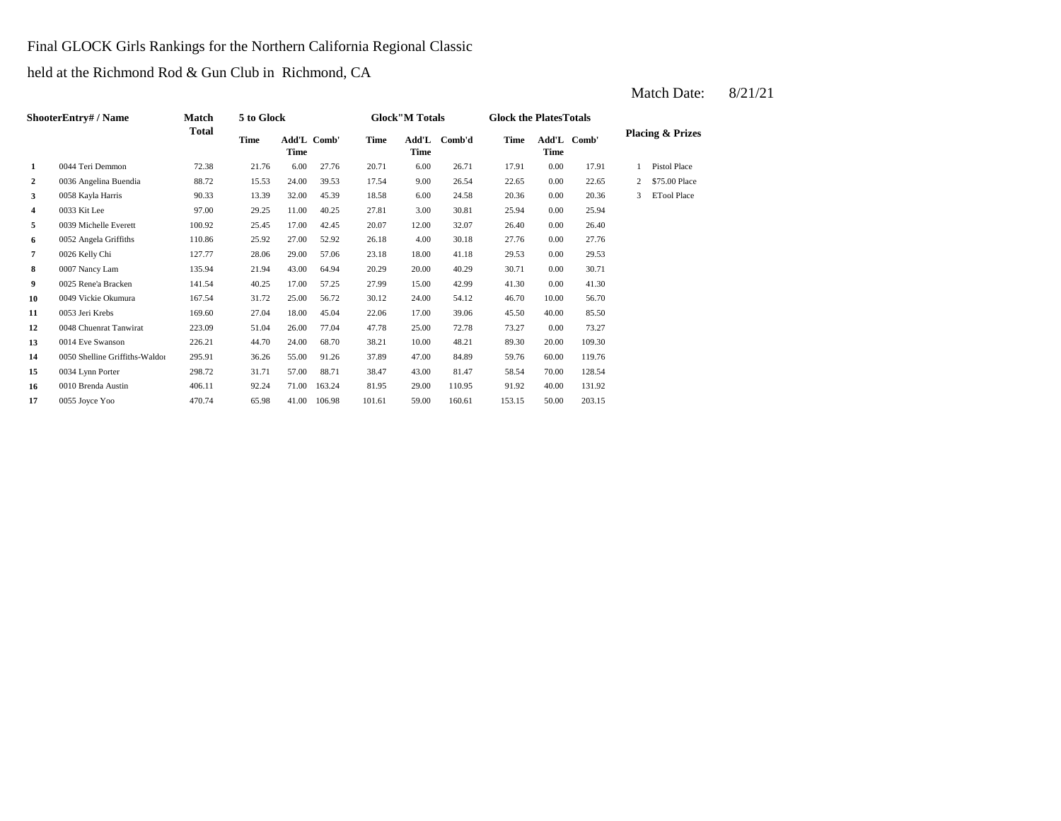Final GLOCK Girls Rankings for the Northern California Regional Classic

held at the Richmond Rod & Gun Club in Richmond, CA

Match Date: 8/21/21

| Shooter | Entry# / Name | Match Total | 5 to Glock | | | Glock"M Totals | | | Glock the Plates Totals | | | Placing & Prizes | |
|---|---|---|---|---|---|---|---|---|---|---|---|---|---|
| | | | Time | Add'L Time | Comb' | Time | Add'L Time | Comb'd | Time | Add'L Time | Comb' | | |
| 1 | 0044 Teri Demmon | 72.38 | 21.76 | 6.00 | 27.76 | 20.71 | 6.00 | 26.71 | 17.91 | 0.00 | 17.91 | 1 | Pistol Place |
| 2 | 0036 Angelina Buendia | 88.72 | 15.53 | 24.00 | 39.53 | 17.54 | 9.00 | 26.54 | 22.65 | 0.00 | 22.65 | 2 | $75.00 Place |
| 3 | 0058 Kayla Harris | 90.33 | 13.39 | 32.00 | 45.39 | 18.58 | 6.00 | 24.58 | 20.36 | 0.00 | 20.36 | 3 | ETool Place |
| 4 | 0033 Kit Lee | 97.00 | 29.25 | 11.00 | 40.25 | 27.81 | 3.00 | 30.81 | 25.94 | 0.00 | 25.94 | | |
| 5 | 0039 Michelle Everett | 100.92 | 25.45 | 17.00 | 42.45 | 20.07 | 12.00 | 32.07 | 26.40 | 0.00 | 26.40 | | |
| 6 | 0052 Angela Griffiths | 110.86 | 25.92 | 27.00 | 52.92 | 26.18 | 4.00 | 30.18 | 27.76 | 0.00 | 27.76 | | |
| 7 | 0026 Kelly Chi | 127.77 | 28.06 | 29.00 | 57.06 | 23.18 | 18.00 | 41.18 | 29.53 | 0.00 | 29.53 | | |
| 8 | 0007 Nancy Lam | 135.94 | 21.94 | 43.00 | 64.94 | 20.29 | 20.00 | 40.29 | 30.71 | 0.00 | 30.71 | | |
| 9 | 0025 Rene'a Bracken | 141.54 | 40.25 | 17.00 | 57.25 | 27.99 | 15.00 | 42.99 | 41.30 | 0.00 | 41.30 | | |
| 10 | 0049 Vickie Okumura | 167.54 | 31.72 | 25.00 | 56.72 | 30.12 | 24.00 | 54.12 | 46.70 | 10.00 | 56.70 | | |
| 11 | 0053 Jeri Krebs | 169.60 | 27.04 | 18.00 | 45.04 | 22.06 | 17.00 | 39.06 | 45.50 | 40.00 | 85.50 | | |
| 12 | 0048 Chuenrat Tanwirat | 223.09 | 51.04 | 26.00 | 77.04 | 47.78 | 25.00 | 72.78 | 73.27 | 0.00 | 73.27 | | |
| 13 | 0014 Eve Swanson | 226.21 | 44.70 | 24.00 | 68.70 | 38.21 | 10.00 | 48.21 | 89.30 | 20.00 | 109.30 | | |
| 14 | 0050 Shelline Griffiths-Waldoı | 295.91 | 36.26 | 55.00 | 91.26 | 37.89 | 47.00 | 84.89 | 59.76 | 60.00 | 119.76 | | |
| 15 | 0034 Lynn Porter | 298.72 | 31.71 | 57.00 | 88.71 | 38.47 | 43.00 | 81.47 | 58.54 | 70.00 | 128.54 | | |
| 16 | 0010 Brenda Austin | 406.11 | 92.24 | 71.00 | 163.24 | 81.95 | 29.00 | 110.95 | 91.92 | 40.00 | 131.92 | | |
| 17 | 0055 Joyce Yoo | 470.74 | 65.98 | 41.00 | 106.98 | 101.61 | 59.00 | 160.61 | 153.15 | 50.00 | 203.15 | | |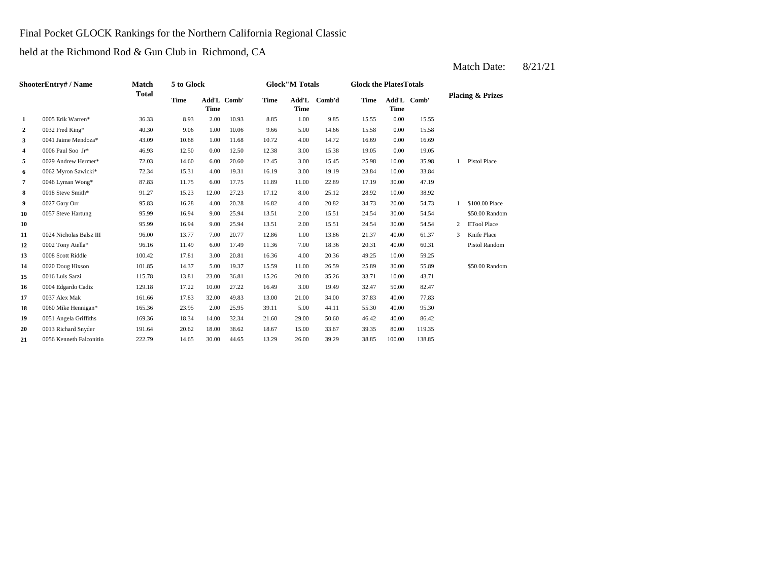Final Pocket GLOCK Rankings for the Northern California Regional Classic

held at the Richmond Rod & Gun Club in Richmond, CA

Match Date: 8/21/21

| ShooterEntry# / Name | | Match Total | 5 to Glock | | | Glock"M Totals | | | Glock the PlatesTotals | | | Placing & Prizes | |
|---|---|---|---|---|---|---|---|---|---|---|---|---|---|
| | | | Time | Add'L Time | Comb' | Time | Add'L Time | Comb'd | Time | Add'L Time | Comb' | | |
| 1 | 0005 Erik Warren* | 36.33 | 8.93 | 2.00 | 10.93 | 8.85 | 1.00 | 9.85 | 15.55 | 0.00 | 15.55 | | |
| 2 | 0032 Fred King* | 40.30 | 9.06 | 1.00 | 10.06 | 9.66 | 5.00 | 14.66 | 15.58 | 0.00 | 15.58 | | |
| 3 | 0041 Jaime Mendoza* | 43.09 | 10.68 | 1.00 | 11.68 | 10.72 | 4.00 | 14.72 | 16.69 | 0.00 | 16.69 | | |
| 4 | 0006 Paul Soo Jr* | 46.93 | 12.50 | 0.00 | 12.50 | 12.38 | 3.00 | 15.38 | 19.05 | 0.00 | 19.05 | | |
| 5 | 0029 Andrew Hermer* | 72.03 | 14.60 | 6.00 | 20.60 | 12.45 | 3.00 | 15.45 | 25.98 | 10.00 | 35.98 | 1 | Pistol Place |
| 6 | 0062 Myron Sawicki* | 72.34 | 15.31 | 4.00 | 19.31 | 16.19 | 3.00 | 19.19 | 23.84 | 10.00 | 33.84 | | |
| 7 | 0046 Lyman Wong* | 87.83 | 11.75 | 6.00 | 17.75 | 11.89 | 11.00 | 22.89 | 17.19 | 30.00 | 47.19 | | |
| 8 | 0018 Steve Smith* | 91.27 | 15.23 | 12.00 | 27.23 | 17.12 | 8.00 | 25.12 | 28.92 | 10.00 | 38.92 | | |
| 9 | 0027 Gary Orr | 95.83 | 16.28 | 4.00 | 20.28 | 16.82 | 4.00 | 20.82 | 34.73 | 20.00 | 54.73 | 1 | $100.00 Place |
| 10 | 0057 Steve Hartung | 95.99 | 16.94 | 9.00 | 25.94 | 13.51 | 2.00 | 15.51 | 24.54 | 30.00 | 54.54 | | $50.00 Random |
| 10 | | 95.99 | 16.94 | 9.00 | 25.94 | 13.51 | 2.00 | 15.51 | 24.54 | 30.00 | 54.54 | 2 | ETool Place |
| 11 | 0024 Nicholas Balsz III | 96.00 | 13.77 | 7.00 | 20.77 | 12.86 | 1.00 | 13.86 | 21.37 | 40.00 | 61.37 | 3 | Knife Place |
| 12 | 0002 Tony Atella* | 96.16 | 11.49 | 6.00 | 17.49 | 11.36 | 7.00 | 18.36 | 20.31 | 40.00 | 60.31 | | Pistol Random |
| 13 | 0008 Scott Riddle | 100.42 | 17.81 | 3.00 | 20.81 | 16.36 | 4.00 | 20.36 | 49.25 | 10.00 | 59.25 | | |
| 14 | 0020 Doug Hixson | 101.85 | 14.37 | 5.00 | 19.37 | 15.59 | 11.00 | 26.59 | 25.89 | 30.00 | 55.89 | | $50.00 Random |
| 15 | 0016 Luis Sarzi | 115.78 | 13.81 | 23.00 | 36.81 | 15.26 | 20.00 | 35.26 | 33.71 | 10.00 | 43.71 | | |
| 16 | 0004 Edgardo Cadiz | 129.18 | 17.22 | 10.00 | 27.22 | 16.49 | 3.00 | 19.49 | 32.47 | 50.00 | 82.47 | | |
| 17 | 0037 Alex Mak | 161.66 | 17.83 | 32.00 | 49.83 | 13.00 | 21.00 | 34.00 | 37.83 | 40.00 | 77.83 | | |
| 18 | 0060 Mike Hennigan* | 165.36 | 23.95 | 2.00 | 25.95 | 39.11 | 5.00 | 44.11 | 55.30 | 40.00 | 95.30 | | |
| 19 | 0051 Angela Griffiths | 169.36 | 18.34 | 14.00 | 32.34 | 21.60 | 29.00 | 50.60 | 46.42 | 40.00 | 86.42 | | |
| 20 | 0013 Richard Snyder | 191.64 | 20.62 | 18.00 | 38.62 | 18.67 | 15.00 | 33.67 | 39.35 | 80.00 | 119.35 | | |
| 21 | 0056 Kenneth Falconitin | 222.79 | 14.65 | 30.00 | 44.65 | 13.29 | 26.00 | 39.29 | 38.85 | 100.00 | 138.85 | | |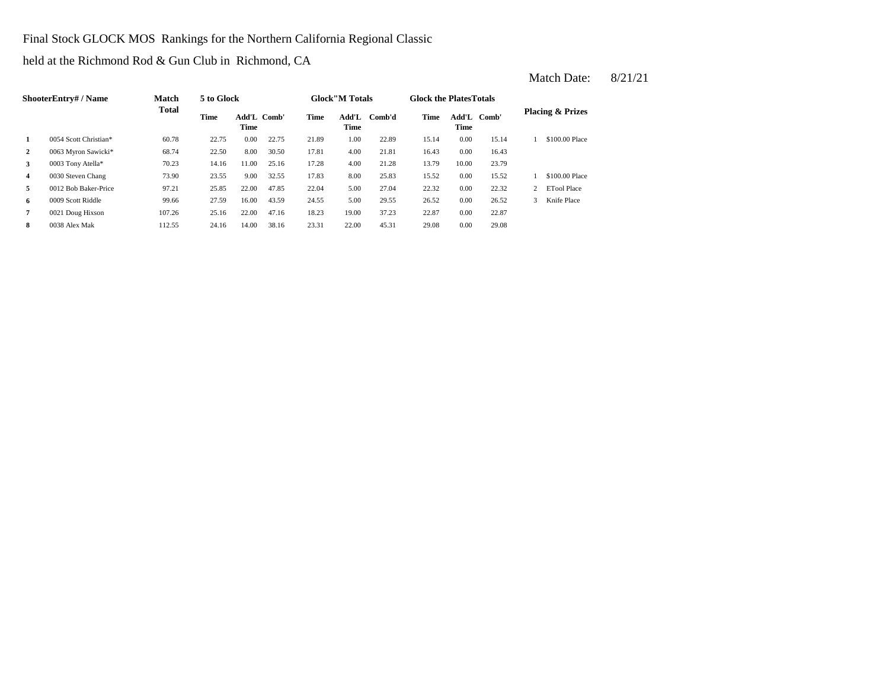Final Stock GLOCK MOS Rankings for the Northern California Regional Classic

held at the Richmond Rod & Gun Club in Richmond, CA

Match Date: 8/21/21

| Shooter | Entry# / Name | Match Total | 5 to Glock | | | Glock"M Totals | | | Glock the Plates Totals | | | Placing & Prizes | |
|---|---|---|---|---|---|---|---|---|---|---|---|---|---|
| | | | Time | Add'L Time | Comb' | Time | Add'L Time | Comb'd | Time | Add'L Time | Comb' | | |
| **1** | 0054 Scott Christian* | 60.78 | 22.75 | 0.00 | 22.75 | 21.89 | 1.00 | 22.89 | 15.14 | 0.00 | 15.14 | 1 | $100.00 Place |
| **2** | 0063 Myron Sawicki* | 68.74 | 22.50 | 8.00 | 30.50 | 17.81 | 4.00 | 21.81 | 16.43 | 0.00 | 16.43 | | |
| **3** | 0003 Tony Atella* | 70.23 | 14.16 | 11.00 | 25.16 | 17.28 | 4.00 | 21.28 | 13.79 | 10.00 | 23.79 | | |
| **4** | 0030 Steven Chang | 73.90 | 23.55 | 9.00 | 32.55 | 17.83 | 8.00 | 25.83 | 15.52 | 0.00 | 15.52 | 1 | $100.00 Place |
| **5** | 0012 Bob Baker-Price | 97.21 | 25.85 | 22.00 | 47.85 | 22.04 | 5.00 | 27.04 | 22.32 | 0.00 | 22.32 | 2 | ETool Place |
| **6** | 0009 Scott Riddle | 99.66 | 27.59 | 16.00 | 43.59 | 24.55 | 5.00 | 29.55 | 26.52 | 0.00 | 26.52 | 3 | Knife Place |
| **7** | 0021 Doug Hixson | 107.26 | 25.16 | 22.00 | 47.16 | 18.23 | 19.00 | 37.23 | 22.87 | 0.00 | 22.87 | | |
| **8** | 0038 Alex Mak | 112.55 | 24.16 | 14.00 | 38.16 | 23.31 | 22.00 | 45.31 | 29.08 | 0.00 | 29.08 | | |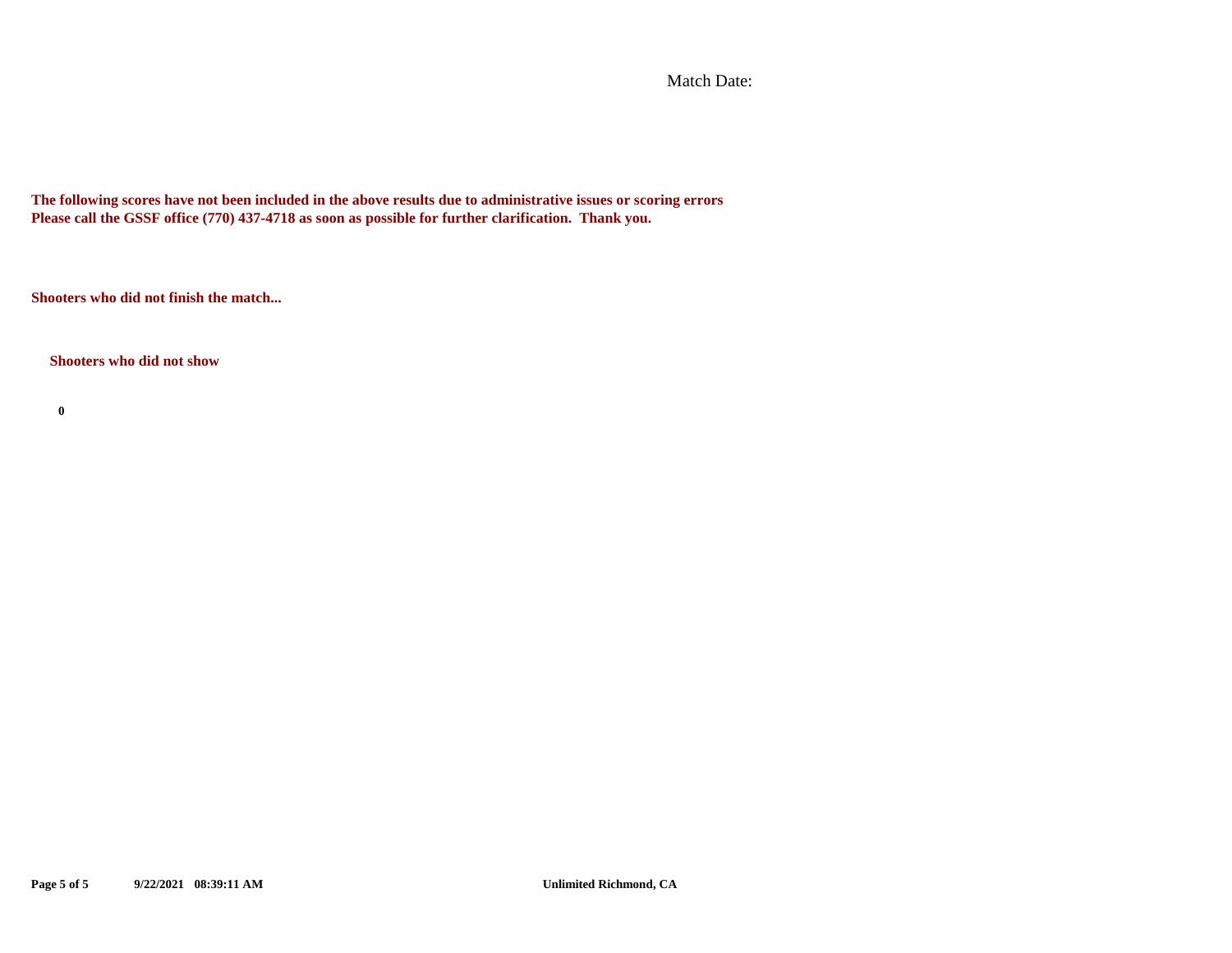Match Date:

**The following scores have not been included in the above results due to administrative issues or scoring errors**
**Please call the GSSF office (770) 437-4718 as soon as possible for further clarification. Thank you.**

**Shooters who did not finish the match...**

**Shooters who did not show**

**0**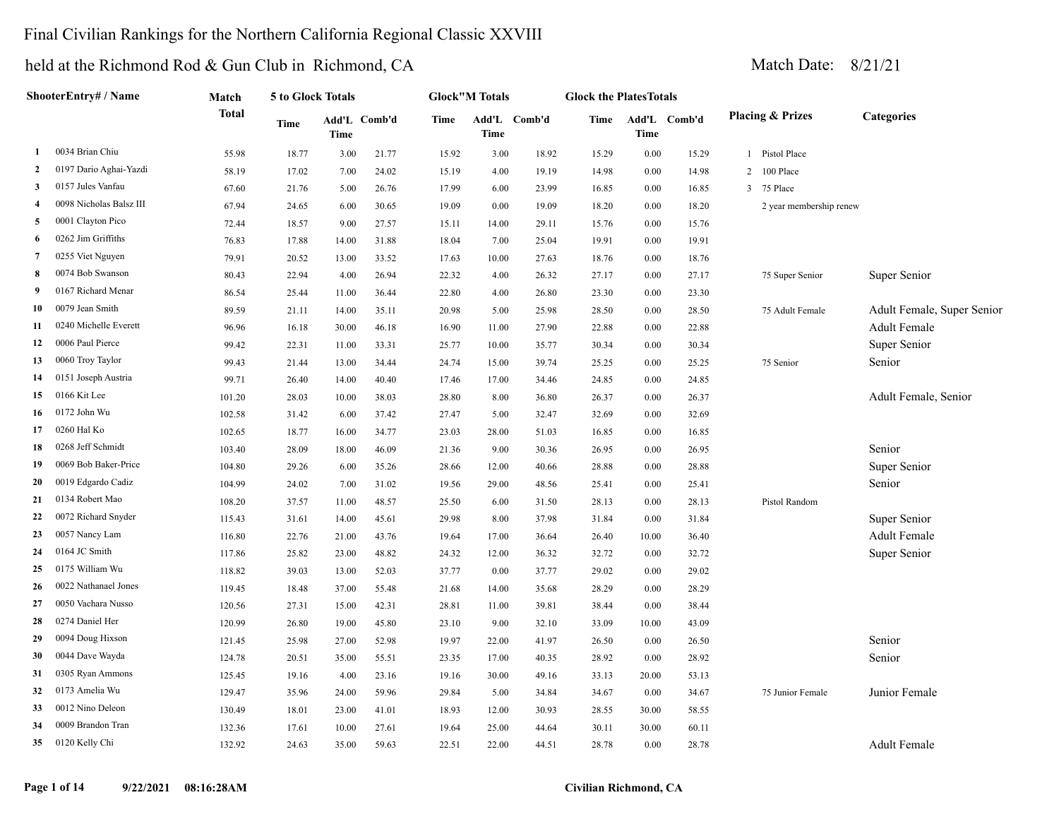# Final Civilian Rankings for the Northern California Regional Classic XXVIII

## held at the Richmond Rod & Gun Club in Richmond, CA

Match Date: 8/21/21

| | ShooterEntry# / Name | Match Total | 5 to Glock Totals | | | Glock"M Totals | | | Glock the PlatesTotals | | | Placing & Prizes | Categories |
|---|---|---|---|---|---|---|---|---|---|---|---|---|---|
| | | | Time | Add'L Time | Comb'd | Time | Add'L Time | Comb'd | Time | Add'L Time | Comb'd | | |
| 1 | 0034 Brian Chiu | 55.98 | 18.77 | 3.00 | 21.77 | 15.92 | 3.00 | 18.92 | 15.29 | 0.00 | 15.29 | 1 Pistol Place | |
| 2 | 0197 Dario Aghai-Yazdi | 58.19 | 17.02 | 7.00 | 24.02 | 15.19 | 4.00 | 19.19 | 14.98 | 0.00 | 14.98 | 2 100 Place | |
| 3 | 0157 Jules Vanfau | 67.60 | 21.76 | 5.00 | 26.76 | 17.99 | 6.00 | 23.99 | 16.85 | 0.00 | 16.85 | 3 75 Place | |
| 4 | 0098 Nicholas Balsz III | 67.94 | 24.65 | 6.00 | 30.65 | 19.09 | 0.00 | 19.09 | 18.20 | 0.00 | 18.20 | 2 year membership renew | |
| 5 | 0001 Clayton Pico | 72.44 | 18.57 | 9.00 | 27.57 | 15.11 | 14.00 | 29.11 | 15.76 | 0.00 | 15.76 | | |
| 6 | 0262 Jim Griffiths | 76.83 | 17.88 | 14.00 | 31.88 | 18.04 | 7.00 | 25.04 | 19.91 | 0.00 | 19.91 | | |
| 7 | 0255 Viet Nguyen | 79.91 | 20.52 | 13.00 | 33.52 | 17.63 | 10.00 | 27.63 | 18.76 | 0.00 | 18.76 | | |
| 8 | 0074 Bob Swanson | 80.43 | 22.94 | 4.00 | 26.94 | 22.32 | 4.00 | 26.32 | 27.17 | 0.00 | 27.17 | 75 Super Senior | Super Senior |
| 9 | 0167 Richard Menar | 86.54 | 25.44 | 11.00 | 36.44 | 22.80 | 4.00 | 26.80 | 23.30 | 0.00 | 23.30 | | |
| 10 | 0079 Jean Smith | 89.59 | 21.11 | 14.00 | 35.11 | 20.98 | 5.00 | 25.98 | 28.50 | 0.00 | 28.50 | 75 Adult Female | Adult Female, Super Senior |
| 11 | 0240 Michelle Everett | 96.96 | 16.18 | 30.00 | 46.18 | 16.90 | 11.00 | 27.90 | 22.88 | 0.00 | 22.88 | | Adult Female |
| 12 | 0006 Paul Pierce | 99.42 | 22.31 | 11.00 | 33.31 | 25.77 | 10.00 | 35.77 | 30.34 | 0.00 | 30.34 | | Super Senior |
| 13 | 0060 Troy Taylor | 99.43 | 21.44 | 13.00 | 34.44 | 24.74 | 15.00 | 39.74 | 25.25 | 0.00 | 25.25 | 75 Senior | Senior |
| 14 | 0151 Joseph Austria | 99.71 | 26.40 | 14.00 | 40.40 | 17.46 | 17.00 | 34.46 | 24.85 | 0.00 | 24.85 | | |
| 15 | 0166 Kit Lee | 101.20 | 28.03 | 10.00 | 38.03 | 28.80 | 8.00 | 36.80 | 26.37 | 0.00 | 26.37 | | Adult Female, Senior |
| 16 | 0172 John Wu | 102.58 | 31.42 | 6.00 | 37.42 | 27.47 | 5.00 | 32.47 | 32.69 | 0.00 | 32.69 | | |
| 17 | 0260 Hal Ko | 102.65 | 18.77 | 16.00 | 34.77 | 23.03 | 28.00 | 51.03 | 16.85 | 0.00 | 16.85 | | |
| 18 | 0268 Jeff Schmidt | 103.40 | 28.09 | 18.00 | 46.09 | 21.36 | 9.00 | 30.36 | 26.95 | 0.00 | 26.95 | | Senior |
| 19 | 0069 Bob Baker-Price | 104.80 | 29.26 | 6.00 | 35.26 | 28.66 | 12.00 | 40.66 | 28.88 | 0.00 | 28.88 | | Super Senior |
| 20 | 0019 Edgardo Cadiz | 104.99 | 24.02 | 7.00 | 31.02 | 19.56 | 29.00 | 48.56 | 25.41 | 0.00 | 25.41 | | Senior |
| 21 | 0134 Robert Mao | 108.20 | 37.57 | 11.00 | 48.57 | 25.50 | 6.00 | 31.50 | 28.13 | 0.00 | 28.13 | Pistol Random | |
| 22 | 0072 Richard Snyder | 115.43 | 31.61 | 14.00 | 45.61 | 29.98 | 8.00 | 37.98 | 31.84 | 0.00 | 31.84 | | Super Senior |
| 23 | 0057 Nancy Lam | 116.80 | 22.76 | 21.00 | 43.76 | 19.64 | 17.00 | 36.64 | 26.40 | 10.00 | 36.40 | | Adult Female |
| 24 | 0164 JC Smith | 117.86 | 25.82 | 23.00 | 48.82 | 24.32 | 12.00 | 36.32 | 32.72 | 0.00 | 32.72 | | Super Senior |
| 25 | 0175 William Wu | 118.82 | 39.03 | 13.00 | 52.03 | 37.77 | 0.00 | 37.77 | 29.02 | 0.00 | 29.02 | | |
| 26 | 0022 Nathanael Jones | 119.45 | 18.48 | 37.00 | 55.48 | 21.68 | 14.00 | 35.68 | 28.29 | 0.00 | 28.29 | | |
| 27 | 0050 Vachara Nusso | 120.56 | 27.31 | 15.00 | 42.31 | 28.81 | 11.00 | 39.81 | 38.44 | 0.00 | 38.44 | | |
| 28 | 0274 Daniel Her | 120.99 | 26.80 | 19.00 | 45.80 | 23.10 | 9.00 | 32.10 | 33.09 | 10.00 | 43.09 | | |
| 29 | 0094 Doug Hixson | 121.45 | 25.98 | 27.00 | 52.98 | 19.97 | 22.00 | 41.97 | 26.50 | 0.00 | 26.50 | | Senior |
| 30 | 0044 Dave Wayda | 124.78 | 20.51 | 35.00 | 55.51 | 23.35 | 17.00 | 40.35 | 28.92 | 0.00 | 28.92 | | Senior |
| 31 | 0305 Ryan Ammons | 125.45 | 19.16 | 4.00 | 23.16 | 19.16 | 30.00 | 49.16 | 33.13 | 20.00 | 53.13 | | |
| 32 | 0173 Amelia Wu | 129.47 | 35.96 | 24.00 | 59.96 | 29.84 | 5.00 | 34.84 | 34.67 | 0.00 | 34.67 | 75 Junior Female | Junior Female |
| 33 | 0012 Nino Deleon | 130.49 | 18.01 | 23.00 | 41.01 | 18.93 | 12.00 | 30.93 | 28.55 | 30.00 | 58.55 | | |
| 34 | 0009 Brandon Tran | 132.36 | 17.61 | 10.00 | 27.61 | 19.64 | 25.00 | 44.64 | 30.11 | 30.00 | 60.11 | | |
| 35 | 0120 Kelly Chi | 132.92 | 24.63 | 35.00 | 59.63 | 22.51 | 22.00 | 44.51 | 28.78 | 0.00 | 28.78 | | Adult Female |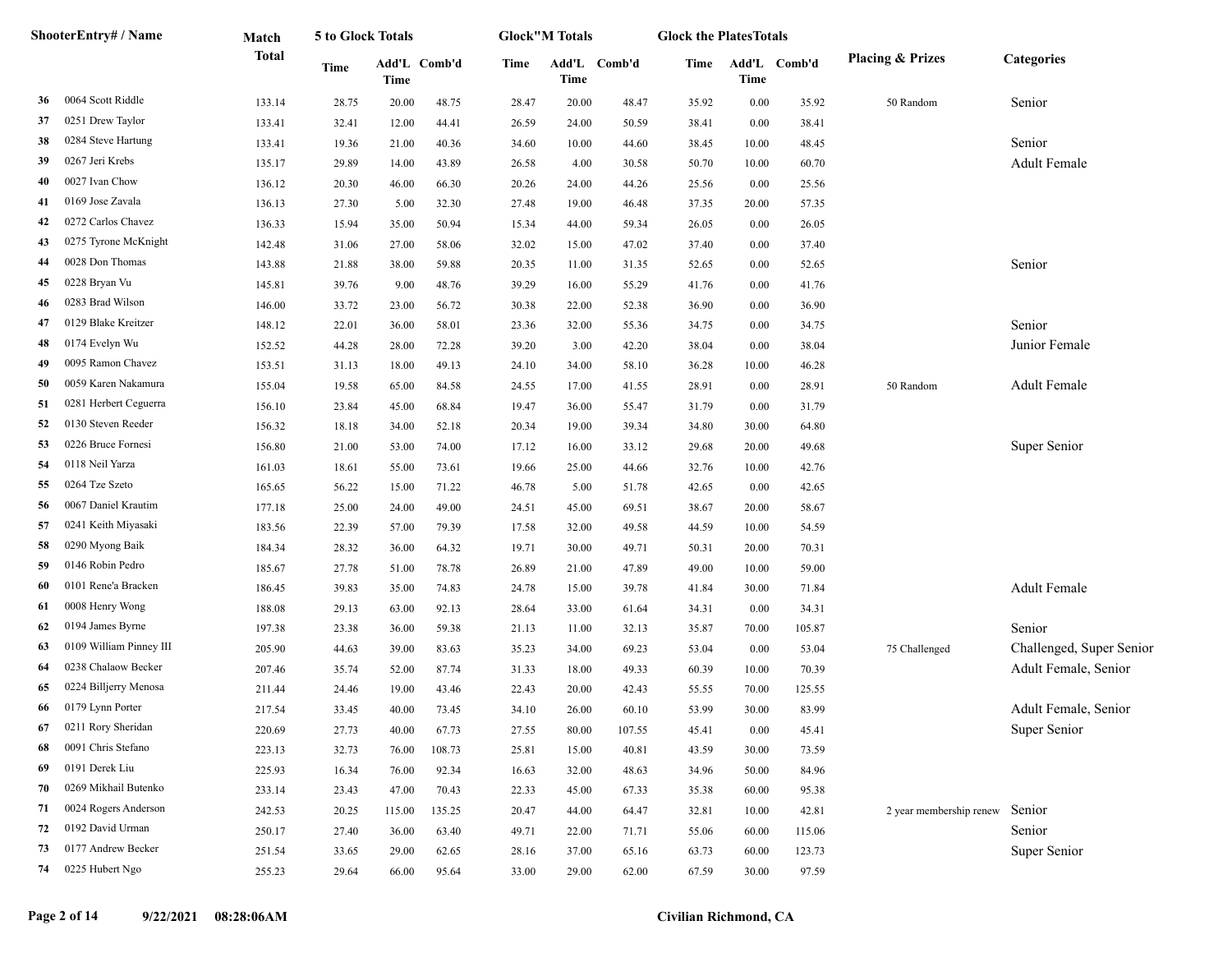| | Shooter Entry# / Name | Match Total | 5 to Glock Totals | | | Glock"M Totals | | | Glock the Plates Totals | | | Placing & Prizes | Categories |
|---|---|---|---|---|---|---|---|---|---|---|---|---|---|
| | | | Time | Add'L Time | Comb'd | Time | Add'L Time | Comb'd | Time | Add'L Time | Comb'd | | |
| 36 | 0064 Scott Riddle | 133.14 | 28.75 | 20.00 | 48.75 | 28.47 | 20.00 | 48.47 | 35.92 | 0.00 | 35.92 | 50 Random | Senior |
| 37 | 0251 Drew Taylor | 133.41 | 32.41 | 12.00 | 44.41 | 26.59 | 24.00 | 50.59 | 38.41 | 0.00 | 38.41 | | |
| 38 | 0284 Steve Hartung | 133.41 | 19.36 | 21.00 | 40.36 | 34.60 | 10.00 | 44.60 | 38.45 | 10.00 | 48.45 | | Senior |
| 39 | 0267 Jeri Krebs | 135.17 | 29.89 | 14.00 | 43.89 | 26.58 | 4.00 | 30.58 | 50.70 | 10.00 | 60.70 | | Adult Female |
| 40 | 0027 Ivan Chow | 136.12 | 20.30 | 46.00 | 66.30 | 20.26 | 24.00 | 44.26 | 25.56 | 0.00 | 25.56 | | |
| 41 | 0169 Jose Zavala | 136.13 | 27.30 | 5.00 | 32.30 | 27.48 | 19.00 | 46.48 | 37.35 | 20.00 | 57.35 | | |
| 42 | 0272 Carlos Chavez | 136.33 | 15.94 | 35.00 | 50.94 | 15.34 | 44.00 | 59.34 | 26.05 | 0.00 | 26.05 | | |
| 43 | 0275 Tyrone McKnight | 142.48 | 31.06 | 27.00 | 58.06 | 32.02 | 15.00 | 47.02 | 37.40 | 0.00 | 37.40 | | |
| 44 | 0028 Don Thomas | 143.88 | 21.88 | 38.00 | 59.88 | 20.35 | 11.00 | 31.35 | 52.65 | 0.00 | 52.65 | | Senior |
| 45 | 0228 Bryan Vu | 145.81 | 39.76 | 9.00 | 48.76 | 39.29 | 16.00 | 55.29 | 41.76 | 0.00 | 41.76 | | |
| 46 | 0283 Brad Wilson | 146.00 | 33.72 | 23.00 | 56.72 | 30.38 | 22.00 | 52.38 | 36.90 | 0.00 | 36.90 | | |
| 47 | 0129 Blake Kreitzer | 148.12 | 22.01 | 36.00 | 58.01 | 23.36 | 32.00 | 55.36 | 34.75 | 0.00 | 34.75 | | Senior |
| 48 | 0174 Evelyn Wu | 152.52 | 44.28 | 28.00 | 72.28 | 39.20 | 3.00 | 42.20 | 38.04 | 0.00 | 38.04 | | Junior Female |
| 49 | 0095 Ramon Chavez | 153.51 | 31.13 | 18.00 | 49.13 | 24.10 | 34.00 | 58.10 | 36.28 | 10.00 | 46.28 | | |
| 50 | 0059 Karen Nakamura | 155.04 | 19.58 | 65.00 | 84.58 | 24.55 | 17.00 | 41.55 | 28.91 | 0.00 | 28.91 | 50 Random | Adult Female |
| 51 | 0281 Herbert Ceguerra | 156.10 | 23.84 | 45.00 | 68.84 | 19.47 | 36.00 | 55.47 | 31.79 | 0.00 | 31.79 | | |
| 52 | 0130 Steven Reeder | 156.32 | 18.18 | 34.00 | 52.18 | 20.34 | 19.00 | 39.34 | 34.80 | 30.00 | 64.80 | | |
| 53 | 0226 Bruce Fornesi | 156.80 | 21.00 | 53.00 | 74.00 | 17.12 | 16.00 | 33.12 | 29.68 | 20.00 | 49.68 | | Super Senior |
| 54 | 0118 Neil Yarza | 161.03 | 18.61 | 55.00 | 73.61 | 19.66 | 25.00 | 44.66 | 32.76 | 10.00 | 42.76 | | |
| 55 | 0264 Tze Szeto | 165.65 | 56.22 | 15.00 | 71.22 | 46.78 | 5.00 | 51.78 | 42.65 | 0.00 | 42.65 | | |
| 56 | 0067 Daniel Krautim | 177.18 | 25.00 | 24.00 | 49.00 | 24.51 | 45.00 | 69.51 | 38.67 | 20.00 | 58.67 | | |
| 57 | 0241 Keith Miyasaki | 183.56 | 22.39 | 57.00 | 79.39 | 17.58 | 32.00 | 49.58 | 44.59 | 10.00 | 54.59 | | |
| 58 | 0290 Myong Baik | 184.34 | 28.32 | 36.00 | 64.32 | 19.71 | 30.00 | 49.71 | 50.31 | 20.00 | 70.31 | | |
| 59 | 0146 Robin Pedro | 185.67 | 27.78 | 51.00 | 78.78 | 26.89 | 21.00 | 47.89 | 49.00 | 10.00 | 59.00 | | |
| 60 | 0101 Rene'a Bracken | 186.45 | 39.83 | 35.00 | 74.83 | 24.78 | 15.00 | 39.78 | 41.84 | 30.00 | 71.84 | | Adult Female |
| 61 | 0008 Henry Wong | 188.08 | 29.13 | 63.00 | 92.13 | 28.64 | 33.00 | 61.64 | 34.31 | 0.00 | 34.31 | | |
| 62 | 0194 James Byrne | 197.38 | 23.38 | 36.00 | 59.38 | 21.13 | 11.00 | 32.13 | 35.87 | 70.00 | 105.87 | | Senior |
| 63 | 0109 William Pinney III | 205.90 | 44.63 | 39.00 | 83.63 | 35.23 | 34.00 | 69.23 | 53.04 | 0.00 | 53.04 | 75 Challenged | Challenged, Super Senior |
| 64 | 0238 Chalaow Becker | 207.46 | 35.74 | 52.00 | 87.74 | 31.33 | 18.00 | 49.33 | 60.39 | 10.00 | 70.39 | | Adult Female, Senior |
| 65 | 0224 Billjerry Menosa | 211.44 | 24.46 | 19.00 | 43.46 | 22.43 | 20.00 | 42.43 | 55.55 | 70.00 | 125.55 | | |
| 66 | 0179 Lynn Porter | 217.54 | 33.45 | 40.00 | 73.45 | 34.10 | 26.00 | 60.10 | 53.99 | 30.00 | 83.99 | | Adult Female, Senior |
| 67 | 0211 Rory Sheridan | 220.69 | 27.73 | 40.00 | 67.73 | 27.55 | 80.00 | 107.55 | 45.41 | 0.00 | 45.41 | | Super Senior |
| 68 | 0091 Chris Stefano | 223.13 | 32.73 | 76.00 | 108.73 | 25.81 | 15.00 | 40.81 | 43.59 | 30.00 | 73.59 | | |
| 69 | 0191 Derek Liu | 225.93 | 16.34 | 76.00 | 92.34 | 16.63 | 32.00 | 48.63 | 34.96 | 50.00 | 84.96 | | |
| 70 | 0269 Mikhail Butenko | 233.14 | 23.43 | 47.00 | 70.43 | 22.33 | 45.00 | 67.33 | 35.38 | 60.00 | 95.38 | | |
| 71 | 0024 Rogers Anderson | 242.53 | 20.25 | 115.00 | 135.25 | 20.47 | 44.00 | 64.47 | 32.81 | 10.00 | 42.81 | 2 year membership renew | Senior |
| 72 | 0192 David Urman | 250.17 | 27.40 | 36.00 | 63.40 | 49.71 | 22.00 | 71.71 | 55.06 | 60.00 | 115.06 | | Senior |
| 73 | 0177 Andrew Becker | 251.54 | 33.65 | 29.00 | 62.65 | 28.16 | 37.00 | 65.16 | 63.73 | 60.00 | 123.73 | | Super Senior |
| 74 | 0225 Hubert Ngo | 255.23 | 29.64 | 66.00 | 95.64 | 33.00 | 29.00 | 62.00 | 67.59 | 30.00 | 97.59 | | |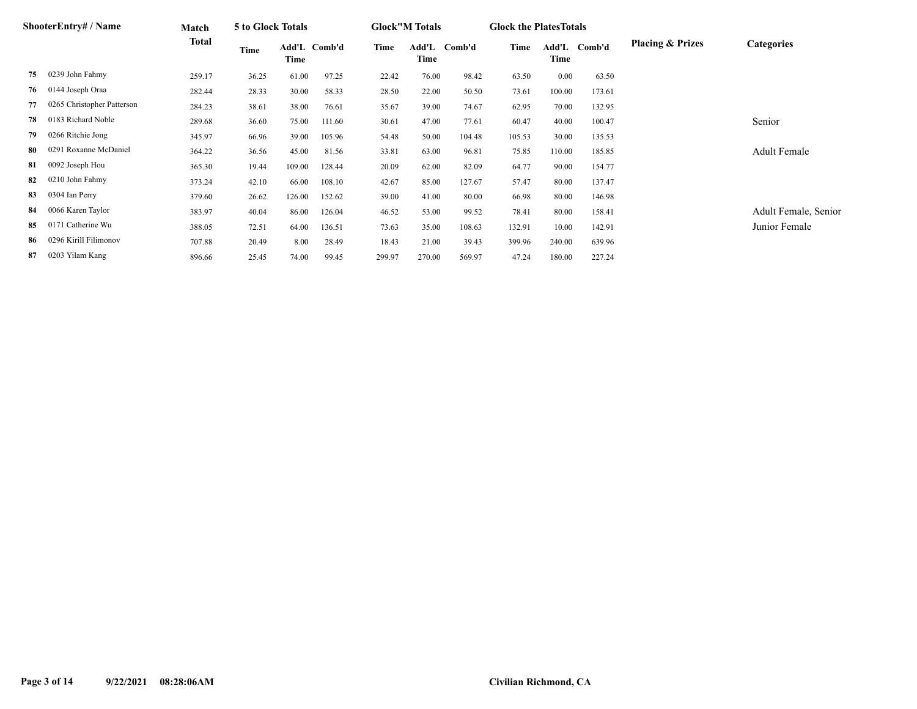| | ShooterEntry# / Name | Match Total | 5 to Glock Totals | | | Glock"M Totals | | | Glock the PlatesTotals | | | Placing & Prizes | Categories |
|---|---|---|---|---|---|---|---|---|---|---|---|---|---|
| | | | Time | Add'L Time | Comb'd | Time | Add'L Time | Comb'd | Time | Add'L Time | Comb'd | | |
| 75 | 0239 John Fahmy | 259.17 | 36.25 | 61.00 | 97.25 | 22.42 | 76.00 | 98.42 | 63.50 | 0.00 | 63.50 | | |
| 76 | 0144 Joseph Oraa | 282.44 | 28.33 | 30.00 | 58.33 | 28.50 | 22.00 | 50.50 | 73.61 | 100.00 | 173.61 | | |
| 77 | 0265 Christopher Patterson | 284.23 | 38.61 | 38.00 | 76.61 | 35.67 | 39.00 | 74.67 | 62.95 | 70.00 | 132.95 | | |
| 78 | 0183 Richard Noble | 289.68 | 36.60 | 75.00 | 111.60 | 30.61 | 47.00 | 77.61 | 60.47 | 40.00 | 100.47 | | Senior |
| 79 | 0266 Ritchie Jong | 345.97 | 66.96 | 39.00 | 105.96 | 54.48 | 50.00 | 104.48 | 105.53 | 30.00 | 135.53 | | |
| 80 | 0291 Roxanne McDaniel | 364.22 | 36.56 | 45.00 | 81.56 | 33.81 | 63.00 | 96.81 | 75.85 | 110.00 | 185.85 | | Adult Female |
| 81 | 0092 Joseph Hou | 365.30 | 19.44 | 109.00 | 128.44 | 20.09 | 62.00 | 82.09 | 64.77 | 90.00 | 154.77 | | |
| 82 | 0210 John Fahmy | 373.24 | 42.10 | 66.00 | 108.10 | 42.67 | 85.00 | 127.67 | 57.47 | 80.00 | 137.47 | | |
| 83 | 0304 Ian Perry | 379.60 | 26.62 | 126.00 | 152.62 | 39.00 | 41.00 | 80.00 | 66.98 | 80.00 | 146.98 | | |
| 84 | 0066 Karen Taylor | 383.97 | 40.04 | 86.00 | 126.04 | 46.52 | 53.00 | 99.52 | 78.41 | 80.00 | 158.41 | | Adult Female, Senior |
| 85 | 0171 Catherine Wu | 388.05 | 72.51 | 64.00 | 136.51 | 73.63 | 35.00 | 108.63 | 132.91 | 10.00 | 142.91 | | Junior Female |
| 86 | 0296 Kirill Filimonov | 707.88 | 20.49 | 8.00 | 28.49 | 18.43 | 21.00 | 39.43 | 399.96 | 240.00 | 639.96 | | |
| 87 | 0203 Yilam Kang | 896.66 | 25.45 | 74.00 | 99.45 | 299.97 | 270.00 | 569.97 | 47.24 | 180.00 | 227.24 | | |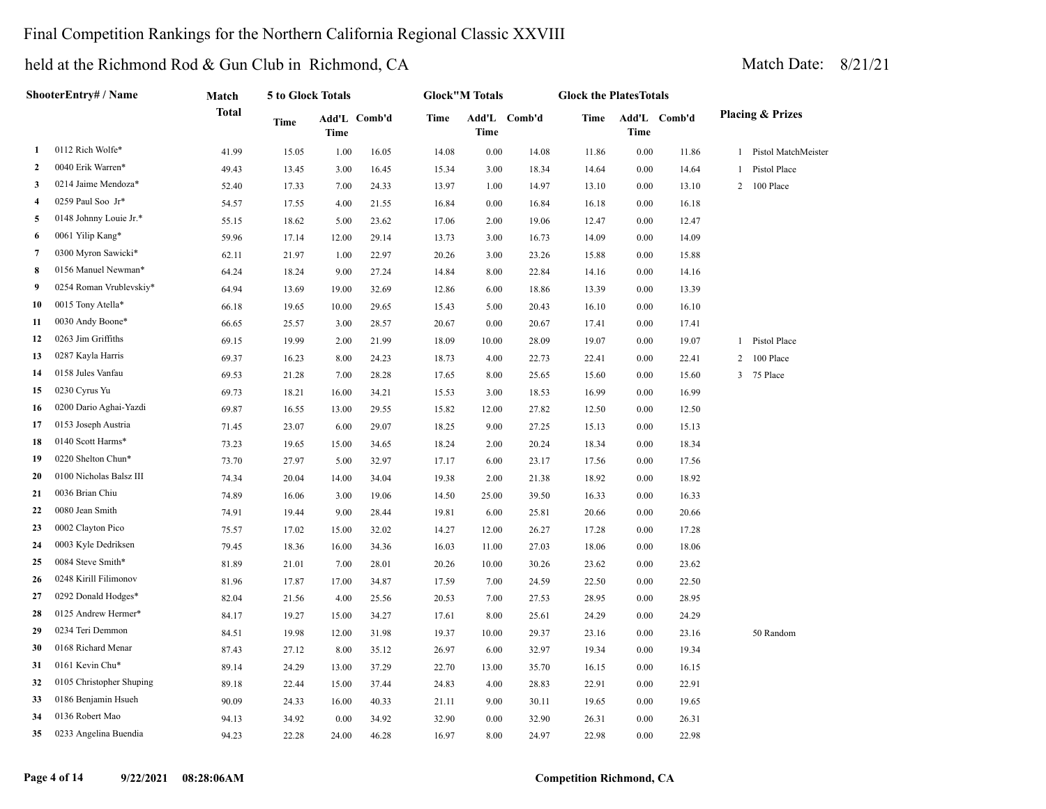# Final Competition Rankings for the Northern California Regional Classic XXVIII

## held at the Richmond Rod & Gun Club in Richmond, CA

Match Date: 8/21/21

| | ShooterEntry# / Name | Match Total | 5 to Glock Totals | | | Glock"M Totals | | | Glock the PlatesTotals | | | Placing & Prizes |
|---|---|---|---|---|---|---|---|---|---|---|---|---|
| | | | Time | Add'L Time | Comb'd | Time | Add'L Time | Comb'd | Time | Add'L Time | Comb'd | |
| 1 | 0112 Rich Wolfe* | 41.99 | 15.05 | 1.00 | 16.05 | 14.08 | 0.00 | 14.08 | 11.86 | 0.00 | 11.86 | 1 Pistol MatchMeister |
| 2 | 0040 Erik Warren* | 49.43 | 13.45 | 3.00 | 16.45 | 15.34 | 3.00 | 18.34 | 14.64 | 0.00 | 14.64 | 1 Pistol Place |
| 3 | 0214 Jaime Mendoza* | 52.40 | 17.33 | 7.00 | 24.33 | 13.97 | 1.00 | 14.97 | 13.10 | 0.00 | 13.10 | 2 100 Place |
| 4 | 0259 Paul Soo Jr* | 54.57 | 17.55 | 4.00 | 21.55 | 16.84 | 0.00 | 16.84 | 16.18 | 0.00 | 16.18 | |
| 5 | 0148 Johnny Louie Jr.* | 55.15 | 18.62 | 5.00 | 23.62 | 17.06 | 2.00 | 19.06 | 12.47 | 0.00 | 12.47 | |
| 6 | 0061 Yilip Kang* | 59.96 | 17.14 | 12.00 | 29.14 | 13.73 | 3.00 | 16.73 | 14.09 | 0.00 | 14.09 | |
| 7 | 0300 Myron Sawicki* | 62.11 | 21.97 | 1.00 | 22.97 | 20.26 | 3.00 | 23.26 | 15.88 | 0.00 | 15.88 | |
| 8 | 0156 Manuel Newman* | 64.24 | 18.24 | 9.00 | 27.24 | 14.84 | 8.00 | 22.84 | 14.16 | 0.00 | 14.16 | |
| 9 | 0254 Roman Vrublevskiy* | 64.94 | 13.69 | 19.00 | 32.69 | 12.86 | 6.00 | 18.86 | 13.39 | 0.00 | 13.39 | |
| 10 | 0015 Tony Atella* | 66.18 | 19.65 | 10.00 | 29.65 | 15.43 | 5.00 | 20.43 | 16.10 | 0.00 | 16.10 | |
| 11 | 0030 Andy Boone* | 66.65 | 25.57 | 3.00 | 28.57 | 20.67 | 0.00 | 20.67 | 17.41 | 0.00 | 17.41 | |
| 12 | 0263 Jim Griffiths | 69.15 | 19.99 | 2.00 | 21.99 | 18.09 | 10.00 | 28.09 | 19.07 | 0.00 | 19.07 | 1 Pistol Place |
| 13 | 0287 Kayla Harris | 69.37 | 16.23 | 8.00 | 24.23 | 18.73 | 4.00 | 22.73 | 22.41 | 0.00 | 22.41 | 2 100 Place |
| 14 | 0158 Jules Vanfau | 69.53 | 21.28 | 7.00 | 28.28 | 17.65 | 8.00 | 25.65 | 15.60 | 0.00 | 15.60 | 3 75 Place |
| 15 | 0230 Cyrus Yu | 69.73 | 18.21 | 16.00 | 34.21 | 15.53 | 3.00 | 18.53 | 16.99 | 0.00 | 16.99 | |
| 16 | 0200 Dario Aghai-Yazdi | 69.87 | 16.55 | 13.00 | 29.55 | 15.82 | 12.00 | 27.82 | 12.50 | 0.00 | 12.50 | |
| 17 | 0153 Joseph Austria | 71.45 | 23.07 | 6.00 | 29.07 | 18.25 | 9.00 | 27.25 | 15.13 | 0.00 | 15.13 | |
| 18 | 0140 Scott Harms* | 73.23 | 19.65 | 15.00 | 34.65 | 18.24 | 2.00 | 20.24 | 18.34 | 0.00 | 18.34 | |
| 19 | 0220 Shelton Chun* | 73.70 | 27.97 | 5.00 | 32.97 | 17.17 | 6.00 | 23.17 | 17.56 | 0.00 | 17.56 | |
| 20 | 0100 Nicholas Balsz III | 74.34 | 20.04 | 14.00 | 34.04 | 19.38 | 2.00 | 21.38 | 18.92 | 0.00 | 18.92 | |
| 21 | 0036 Brian Chiu | 74.89 | 16.06 | 3.00 | 19.06 | 14.50 | 25.00 | 39.50 | 16.33 | 0.00 | 16.33 | |
| 22 | 0080 Jean Smith | 74.91 | 19.44 | 9.00 | 28.44 | 19.81 | 6.00 | 25.81 | 20.66 | 0.00 | 20.66 | |
| 23 | 0002 Clayton Pico | 75.57 | 17.02 | 15.00 | 32.02 | 14.27 | 12.00 | 26.27 | 17.28 | 0.00 | 17.28 | |
| 24 | 0003 Kyle Dedriksen | 79.45 | 18.36 | 16.00 | 34.36 | 16.03 | 11.00 | 27.03 | 18.06 | 0.00 | 18.06 | |
| 25 | 0084 Steve Smith* | 81.89 | 21.01 | 7.00 | 28.01 | 20.26 | 10.00 | 30.26 | 23.62 | 0.00 | 23.62 | |
| 26 | 0248 Kirill Filimonov | 81.96 | 17.87 | 17.00 | 34.87 | 17.59 | 7.00 | 24.59 | 22.50 | 0.00 | 22.50 | |
| 27 | 0292 Donald Hodges* | 82.04 | 21.56 | 4.00 | 25.56 | 20.53 | 7.00 | 27.53 | 28.95 | 0.00 | 28.95 | |
| 28 | 0125 Andrew Hermer* | 84.17 | 19.27 | 15.00 | 34.27 | 17.61 | 8.00 | 25.61 | 24.29 | 0.00 | 24.29 | |
| 29 | 0234 Teri Demmon | 84.51 | 19.98 | 12.00 | 31.98 | 19.37 | 10.00 | 29.37 | 23.16 | 0.00 | 23.16 | 50 Random |
| 30 | 0168 Richard Menar | 87.43 | 27.12 | 8.00 | 35.12 | 26.97 | 6.00 | 32.97 | 19.34 | 0.00 | 19.34 | |
| 31 | 0161 Kevin Chu* | 89.14 | 24.29 | 13.00 | 37.29 | 22.70 | 13.00 | 35.70 | 16.15 | 0.00 | 16.15 | |
| 32 | 0105 Christopher Shuping | 89.18 | 22.44 | 15.00 | 37.44 | 24.83 | 4.00 | 28.83 | 22.91 | 0.00 | 22.91 | |
| 33 | 0186 Benjamin Hsueh | 90.09 | 24.33 | 16.00 | 40.33 | 21.11 | 9.00 | 30.11 | 19.65 | 0.00 | 19.65 | |
| 34 | 0136 Robert Mao | 94.13 | 34.92 | 0.00 | 34.92 | 32.90 | 0.00 | 32.90 | 26.31 | 0.00 | 26.31 | |
| 35 | 0233 Angelina Buendia | 94.23 | 22.28 | 24.00 | 46.28 | 16.97 | 8.00 | 24.97 | 22.98 | 0.00 | 22.98 | |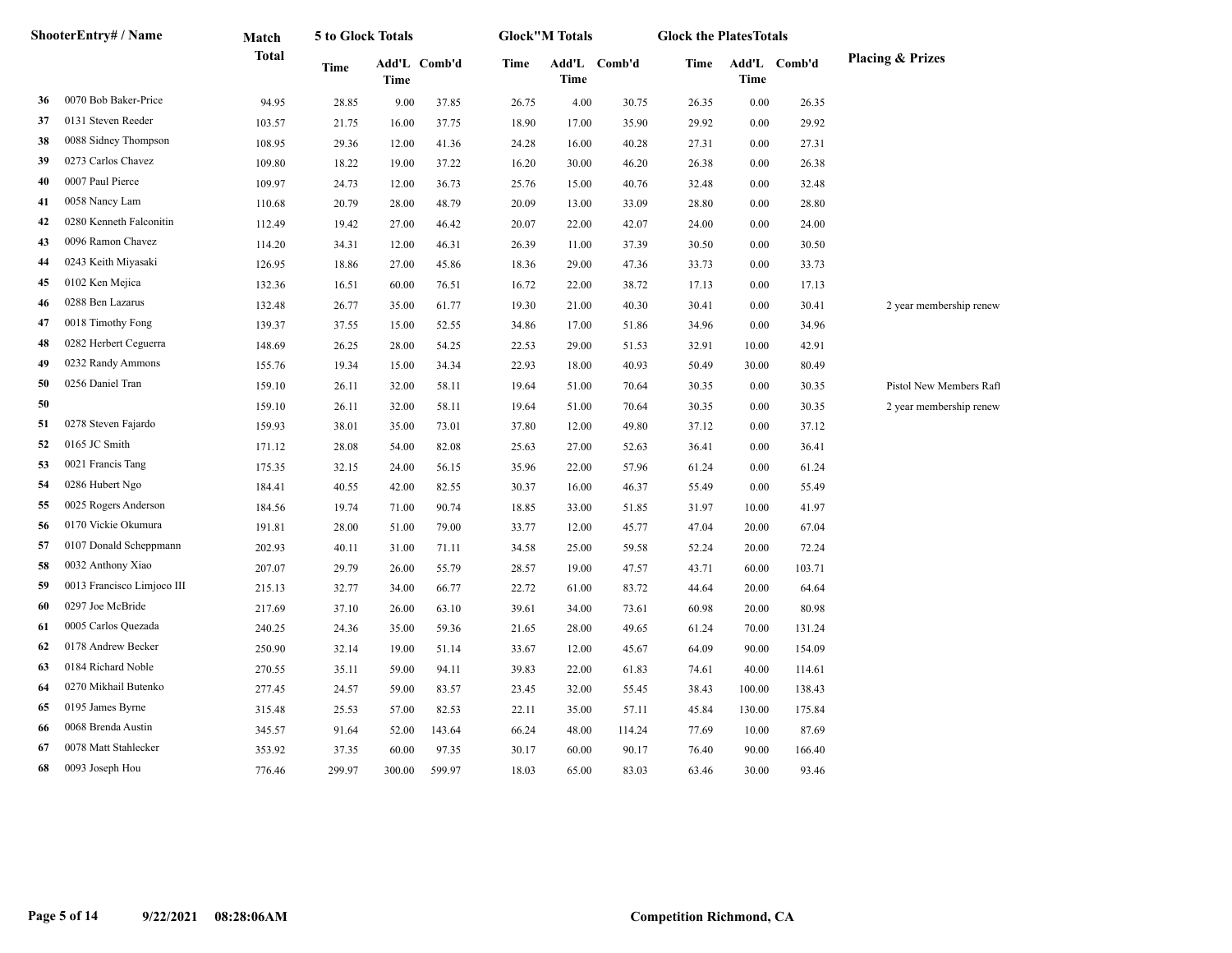| | ShooterEntry# / Name | Match Total | 5 to Glock Totals | | | Glock"M Totals | | | Glock the PlatesTotals | | | Placing & Prizes |
|---|---|---|---|---|---|---|---|---|---|---|---|---|
| | | | Time | Add'L Time | Comb'd | Time | Add'L Time | Comb'd | Time | Add'L Time | Comb'd | |
| 36 | 0070 Bob Baker-Price | 94.95 | 28.85 | 9.00 | 37.85 | 26.75 | 4.00 | 30.75 | 26.35 | 0.00 | 26.35 | |
| 37 | 0131 Steven Reeder | 103.57 | 21.75 | 16.00 | 37.75 | 18.90 | 17.00 | 35.90 | 29.92 | 0.00 | 29.92 | |
| 38 | 0088 Sidney Thompson | 108.95 | 29.36 | 12.00 | 41.36 | 24.28 | 16.00 | 40.28 | 27.31 | 0.00 | 27.31 | |
| 39 | 0273 Carlos Chavez | 109.80 | 18.22 | 19.00 | 37.22 | 16.20 | 30.00 | 46.20 | 26.38 | 0.00 | 26.38 | |
| 40 | 0007 Paul Pierce | 109.97 | 24.73 | 12.00 | 36.73 | 25.76 | 15.00 | 40.76 | 32.48 | 0.00 | 32.48 | |
| 41 | 0058 Nancy Lam | 110.68 | 20.79 | 28.00 | 48.79 | 20.09 | 13.00 | 33.09 | 28.80 | 0.00 | 28.80 | |
| 42 | 0280 Kenneth Falconitin | 112.49 | 19.42 | 27.00 | 46.42 | 20.07 | 22.00 | 42.07 | 24.00 | 0.00 | 24.00 | |
| 43 | 0096 Ramon Chavez | 114.20 | 34.31 | 12.00 | 46.31 | 26.39 | 11.00 | 37.39 | 30.50 | 0.00 | 30.50 | |
| 44 | 0243 Keith Miyasaki | 126.95 | 18.86 | 27.00 | 45.86 | 18.36 | 29.00 | 47.36 | 33.73 | 0.00 | 33.73 | |
| 45 | 0102 Ken Mejica | 132.36 | 16.51 | 60.00 | 76.51 | 16.72 | 22.00 | 38.72 | 17.13 | 0.00 | 17.13 | |
| 46 | 0288 Ben Lazarus | 132.48 | 26.77 | 35.00 | 61.77 | 19.30 | 21.00 | 40.30 | 30.41 | 0.00 | 30.41 | 2 year membership renew |
| 47 | 0018 Timothy Fong | 139.37 | 37.55 | 15.00 | 52.55 | 34.86 | 17.00 | 51.86 | 34.96 | 0.00 | 34.96 | |
| 48 | 0282 Herbert Ceguerra | 148.69 | 26.25 | 28.00 | 54.25 | 22.53 | 29.00 | 51.53 | 32.91 | 10.00 | 42.91 | |
| 49 | 0232 Randy Ammons | 155.76 | 19.34 | 15.00 | 34.34 | 22.93 | 18.00 | 40.93 | 50.49 | 30.00 | 80.49 | |
| 50 | 0256 Daniel Tran | 159.10 | 26.11 | 32.00 | 58.11 | 19.64 | 51.00 | 70.64 | 30.35 | 0.00 | 30.35 | Pistol New Members Rafl |
| 50 | | 159.10 | 26.11 | 32.00 | 58.11 | 19.64 | 51.00 | 70.64 | 30.35 | 0.00 | 30.35 | 2 year membership renew |
| 51 | 0278 Steven Fajardo | 159.93 | 38.01 | 35.00 | 73.01 | 37.80 | 12.00 | 49.80 | 37.12 | 0.00 | 37.12 | |
| 52 | 0165 JC Smith | 171.12 | 28.08 | 54.00 | 82.08 | 25.63 | 27.00 | 52.63 | 36.41 | 0.00 | 36.41 | |
| 53 | 0021 Francis Tang | 175.35 | 32.15 | 24.00 | 56.15 | 35.96 | 22.00 | 57.96 | 61.24 | 0.00 | 61.24 | |
| 54 | 0286 Hubert Ngo | 184.41 | 40.55 | 42.00 | 82.55 | 30.37 | 16.00 | 46.37 | 55.49 | 0.00 | 55.49 | |
| 55 | 0025 Rogers Anderson | 184.56 | 19.74 | 71.00 | 90.74 | 18.85 | 33.00 | 51.85 | 31.97 | 10.00 | 41.97 | |
| 56 | 0170 Vickie Okumura | 191.81 | 28.00 | 51.00 | 79.00 | 33.77 | 12.00 | 45.77 | 47.04 | 20.00 | 67.04 | |
| 57 | 0107 Donald Scheppmann | 202.93 | 40.11 | 31.00 | 71.11 | 34.58 | 25.00 | 59.58 | 52.24 | 20.00 | 72.24 | |
| 58 | 0032 Anthony Xiao | 207.07 | 29.79 | 26.00 | 55.79 | 28.57 | 19.00 | 47.57 | 43.71 | 60.00 | 103.71 | |
| 59 | 0013 Francisco Limjoco III | 215.13 | 32.77 | 34.00 | 66.77 | 22.72 | 61.00 | 83.72 | 44.64 | 20.00 | 64.64 | |
| 60 | 0297 Joe McBride | 217.69 | 37.10 | 26.00 | 63.10 | 39.61 | 34.00 | 73.61 | 60.98 | 20.00 | 80.98 | |
| 61 | 0005 Carlos Quezada | 240.25 | 24.36 | 35.00 | 59.36 | 21.65 | 28.00 | 49.65 | 61.24 | 70.00 | 131.24 | |
| 62 | 0178 Andrew Becker | 250.90 | 32.14 | 19.00 | 51.14 | 33.67 | 12.00 | 45.67 | 64.09 | 90.00 | 154.09 | |
| 63 | 0184 Richard Noble | 270.55 | 35.11 | 59.00 | 94.11 | 39.83 | 22.00 | 61.83 | 74.61 | 40.00 | 114.61 | |
| 64 | 0270 Mikhail Butenko | 277.45 | 24.57 | 59.00 | 83.57 | 23.45 | 32.00 | 55.45 | 38.43 | 100.00 | 138.43 | |
| 65 | 0195 James Byrne | 315.48 | 25.53 | 57.00 | 82.53 | 22.11 | 35.00 | 57.11 | 45.84 | 130.00 | 175.84 | |
| 66 | 0068 Brenda Austin | 345.57 | 91.64 | 52.00 | 143.64 | 66.24 | 48.00 | 114.24 | 77.69 | 10.00 | 87.69 | |
| 67 | 0078 Matt Stahlecker | 353.92 | 37.35 | 60.00 | 97.35 | 30.17 | 60.00 | 90.17 | 76.40 | 90.00 | 166.40 | |
| 68 | 0093 Joseph Hou | 776.46 | 299.97 | 300.00 | 599.97 | 18.03 | 65.00 | 83.03 | 63.46 | 30.00 | 93.46 | |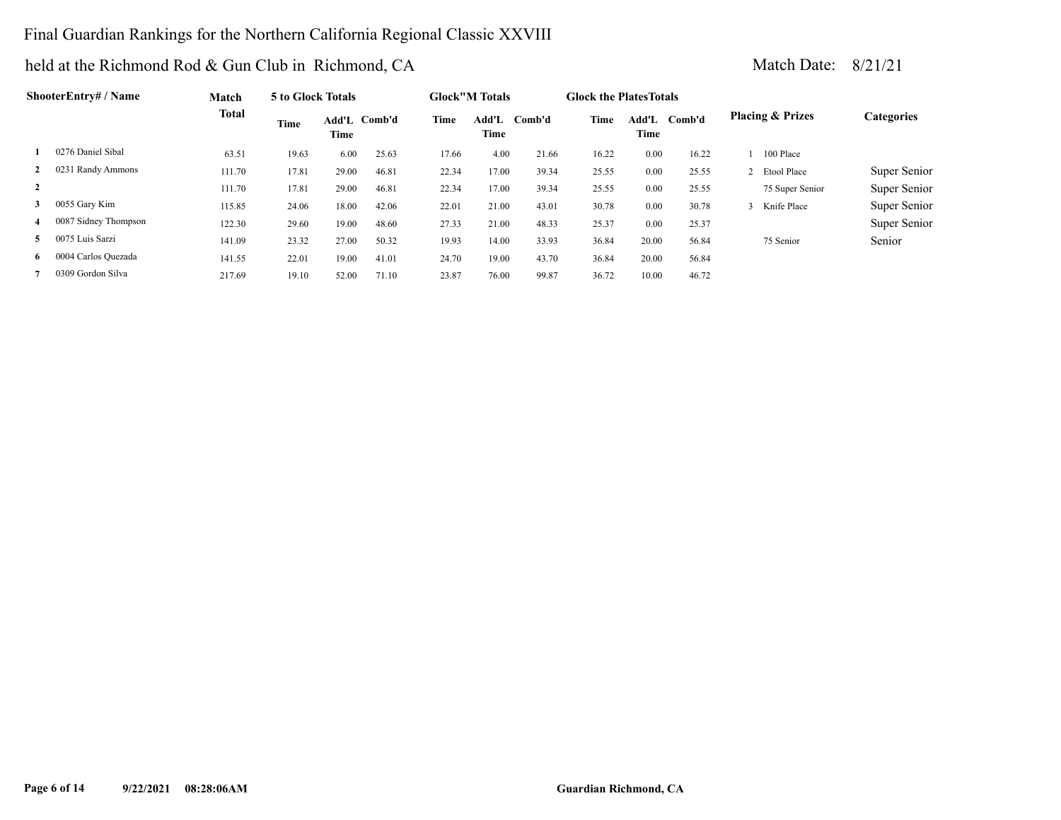# Final Guardian Rankings for the Northern California Regional Classic XXVIII

## held at the Richmond Rod & Gun Club in Richmond, CA

Match Date: 8/21/21

| | ShooterEntry# / Name | Match Total | 5 to Glock Totals | | | Glock"M Totals | | | Glock the PlatesTotals | | | Placing & Prizes | Categories |
|---|---|---|---|---|---|---|---|---|---|---|---|---|---|
| | | | Time | Add'L Time | Comb'd | Time | Add'L Time | Comb'd | Time | Add'L Time | Comb'd | | |
| 1 | 0276 Daniel Sibal | 63.51 | 19.63 | 6.00 | 25.63 | 17.66 | 4.00 | 21.66 | 16.22 | 0.00 | 16.22 | 1 100 Place | |
| 2 | 0231 Randy Ammons | 111.70 | 17.81 | 29.00 | 46.81 | 22.34 | 17.00 | 39.34 | 25.55 | 0.00 | 25.55 | 2 Etool Place | Super Senior |
| 2 | | 111.70 | 17.81 | 29.00 | 46.81 | 22.34 | 17.00 | 39.34 | 25.55 | 0.00 | 25.55 | 75 Super Senior | Super Senior |
| 3 | 0055 Gary Kim | 115.85 | 24.06 | 18.00 | 42.06 | 22.01 | 21.00 | 43.01 | 30.78 | 0.00 | 30.78 | 3 Knife Place | Super Senior |
| 4 | 0087 Sidney Thompson | 122.30 | 29.60 | 19.00 | 48.60 | 27.33 | 21.00 | 48.33 | 25.37 | 0.00 | 25.37 | | Super Senior |
| 5 | 0075 Luis Sarzi | 141.09 | 23.32 | 27.00 | 50.32 | 19.93 | 14.00 | 33.93 | 36.84 | 20.00 | 56.84 | 75 Senior | Senior |
| 6 | 0004 Carlos Quezada | 141.55 | 22.01 | 19.00 | 41.01 | 24.70 | 19.00 | 43.70 | 36.84 | 20.00 | 56.84 | | |
| 7 | 0309 Gordon Silva | 217.69 | 19.10 | 52.00 | 71.10 | 23.87 | 76.00 | 99.87 | 36.72 | 10.00 | 46.72 | | |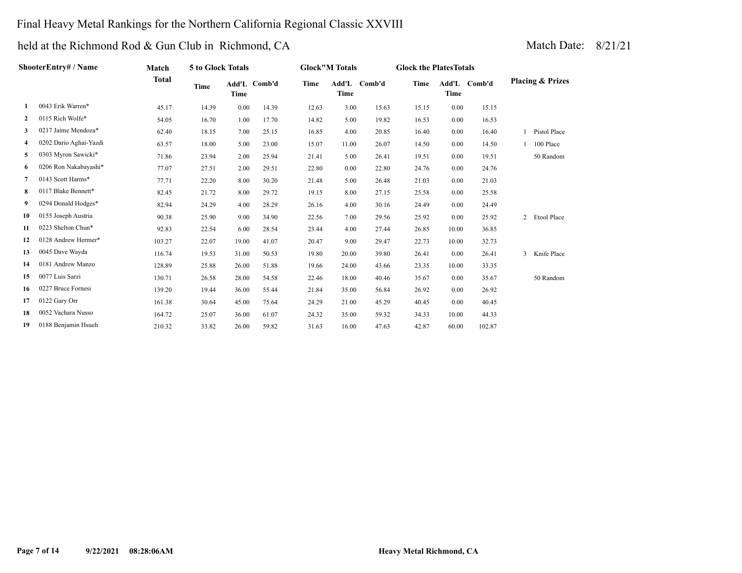Final Heavy Metal Rankings for the Northern California Regional Classic XXVIII

held at the Richmond Rod & Gun Club in Richmond, CA

Match Date: 8/21/21

| | ShooterEntry# / Name | Match Total | 5 to Glock Totals | | | Glock"M Totals | | | Glock the PlatesTotals | | | Placing & Prizes | |
|---|---|---|---|---|---|---|---|---|---|---|---|---|---|
| | | | Time | Add'L Time | Comb'd | Time | Add'L Time | Comb'd | Time | Add'L Time | Comb'd | | |
| 1 | 0043 Erik Warren* | 45.17 | 14.39 | 0.00 | 14.39 | 12.63 | 3.00 | 15.63 | 15.15 | 0.00 | 15.15 | | |
| 2 | 0115 Rich Wolfe* | 54.05 | 16.70 | 1.00 | 17.70 | 14.82 | 5.00 | 19.82 | 16.53 | 0.00 | 16.53 | | |
| 3 | 0217 Jaime Mendoza* | 62.40 | 18.15 | 7.00 | 25.15 | 16.85 | 4.00 | 20.85 | 16.40 | 0.00 | 16.40 | 1 | Pistol Place |
| 4 | 0202 Dario Aghai-Yazdi | 63.57 | 18.00 | 5.00 | 23.00 | 15.07 | 11.00 | 26.07 | 14.50 | 0.00 | 14.50 | 1 | 100 Place |
| 5 | 0303 Myron Sawicki* | 71.86 | 23.94 | 2.00 | 25.94 | 21.41 | 5.00 | 26.41 | 19.51 | 0.00 | 19.51 | | 50 Random |
| 6 | 0206 Ron Nakabayashi* | 77.07 | 27.51 | 2.00 | 29.51 | 22.80 | 0.00 | 22.80 | 24.76 | 0.00 | 24.76 | | |
| 7 | 0143 Scott Harms* | 77.71 | 22.20 | 8.00 | 30.20 | 21.48 | 5.00 | 26.48 | 21.03 | 0.00 | 21.03 | | |
| 8 | 0117 Blake Bennett* | 82.45 | 21.72 | 8.00 | 29.72 | 19.15 | 8.00 | 27.15 | 25.58 | 0.00 | 25.58 | | |
| 9 | 0294 Donald Hodges* | 82.94 | 24.29 | 4.00 | 28.29 | 26.16 | 4.00 | 30.16 | 24.49 | 0.00 | 24.49 | | |
| 10 | 0155 Joseph Austria | 90.38 | 25.90 | 9.00 | 34.90 | 22.56 | 7.00 | 29.56 | 25.92 | 0.00 | 25.92 | 2 | Etool Place |
| 11 | 0223 Shelton Chun* | 92.83 | 22.54 | 6.00 | 28.54 | 23.44 | 4.00 | 27.44 | 26.85 | 10.00 | 36.85 | | |
| 12 | 0128 Andrew Hermer* | 103.27 | 22.07 | 19.00 | 41.07 | 20.47 | 9.00 | 29.47 | 22.73 | 10.00 | 32.73 | | |
| 13 | 0045 Dave Wayda | 116.74 | 19.53 | 31.00 | 50.53 | 19.80 | 20.00 | 39.80 | 26.41 | 0.00 | 26.41 | 3 | Knife Place |
| 14 | 0181 Andrew Manzo | 128.89 | 25.88 | 26.00 | 51.88 | 19.66 | 24.00 | 43.66 | 23.35 | 10.00 | 33.35 | | |
| 15 | 0077 Luis Sarzi | 130.71 | 26.58 | 28.00 | 54.58 | 22.46 | 18.00 | 40.46 | 35.67 | 0.00 | 35.67 | | 50 Random |
| 16 | 0227 Bruce Fornesi | 139.20 | 19.44 | 36.00 | 55.44 | 21.84 | 35.00 | 56.84 | 26.92 | 0.00 | 26.92 | | |
| 17 | 0122 Gary Orr | 161.38 | 30.64 | 45.00 | 75.64 | 24.29 | 21.00 | 45.29 | 40.45 | 0.00 | 40.45 | | |
| 18 | 0052 Vachara Nusso | 164.72 | 25.07 | 36.00 | 61.07 | 24.32 | 35.00 | 59.32 | 34.33 | 10.00 | 44.33 | | |
| 19 | 0188 Benjamin Hsueh | 210.32 | 33.82 | 26.00 | 59.82 | 31.63 | 16.00 | 47.63 | 42.87 | 60.00 | 102.87 | | |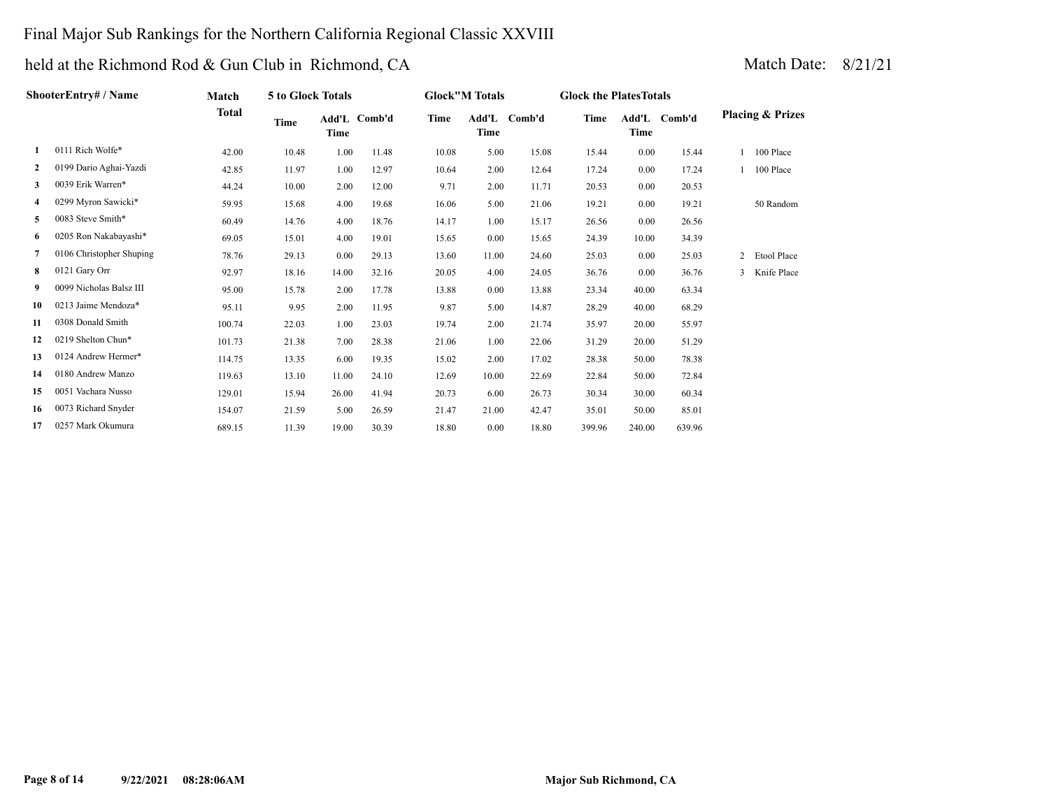Final Major Sub Rankings for the Northern California Regional Classic XXVIII

held at the Richmond Rod & Gun Club in Richmond, CA

Match Date: 8/21/21

| | ShooterEntry# / Name | Match Total | 5 to Glock Totals | | | Glock"M Totals | | | Glock the PlatesTotals | | | Placing & Prizes | |
|---|---|---|---|---|---|---|---|---|---|---|---|---|---|
| | | | Time | Add'L Time | Comb'd | Time | Add'L Time | Comb'd | Time | Add'L Time | Comb'd | | |
| 1 | 0111 Rich Wolfe* | 42.00 | 10.48 | 1.00 | 11.48 | 10.08 | 5.00 | 15.08 | 15.44 | 0.00 | 15.44 | 1 | 100 Place |
| 2 | 0199 Dario Aghai-Yazdi | 42.85 | 11.97 | 1.00 | 12.97 | 10.64 | 2.00 | 12.64 | 17.24 | 0.00 | 17.24 | 1 | 100 Place |
| 3 | 0039 Erik Warren* | 44.24 | 10.00 | 2.00 | 12.00 | 9.71 | 2.00 | 11.71 | 20.53 | 0.00 | 20.53 | | |
| 4 | 0299 Myron Sawicki* | 59.95 | 15.68 | 4.00 | 19.68 | 16.06 | 5.00 | 21.06 | 19.21 | 0.00 | 19.21 | | 50 Random |
| 5 | 0083 Steve Smith* | 60.49 | 14.76 | 4.00 | 18.76 | 14.17 | 1.00 | 15.17 | 26.56 | 0.00 | 26.56 | | |
| 6 | 0205 Ron Nakabayashi* | 69.05 | 15.01 | 4.00 | 19.01 | 15.65 | 0.00 | 15.65 | 24.39 | 10.00 | 34.39 | | |
| 7 | 0106 Christopher Shuping | 78.76 | 29.13 | 0.00 | 29.13 | 13.60 | 11.00 | 24.60 | 25.03 | 0.00 | 25.03 | 2 | Etool Place |
| 8 | 0121 Gary Orr | 92.97 | 18.16 | 14.00 | 32.16 | 20.05 | 4.00 | 24.05 | 36.76 | 0.00 | 36.76 | 3 | Knife Place |
| 9 | 0099 Nicholas Balsz III | 95.00 | 15.78 | 2.00 | 17.78 | 13.88 | 0.00 | 13.88 | 23.34 | 40.00 | 63.34 | | |
| 10 | 0213 Jaime Mendoza* | 95.11 | 9.95 | 2.00 | 11.95 | 9.87 | 5.00 | 14.87 | 28.29 | 40.00 | 68.29 | | |
| 11 | 0308 Donald Smith | 100.74 | 22.03 | 1.00 | 23.03 | 19.74 | 2.00 | 21.74 | 35.97 | 20.00 | 55.97 | | |
| 12 | 0219 Shelton Chun* | 101.73 | 21.38 | 7.00 | 28.38 | 21.06 | 1.00 | 22.06 | 31.29 | 20.00 | 51.29 | | |
| 13 | 0124 Andrew Hermer* | 114.75 | 13.35 | 6.00 | 19.35 | 15.02 | 2.00 | 17.02 | 28.38 | 50.00 | 78.38 | | |
| 14 | 0180 Andrew Manzo | 119.63 | 13.10 | 11.00 | 24.10 | 12.69 | 10.00 | 22.69 | 22.84 | 50.00 | 72.84 | | |
| 15 | 0051 Vachara Nusso | 129.01 | 15.94 | 26.00 | 41.94 | 20.73 | 6.00 | 26.73 | 30.34 | 30.00 | 60.34 | | |
| 16 | 0073 Richard Snyder | 154.07 | 21.59 | 5.00 | 26.59 | 21.47 | 21.00 | 42.47 | 35.01 | 50.00 | 85.01 | | |
| 17 | 0257 Mark Okumura | 689.15 | 11.39 | 19.00 | 30.39 | 18.80 | 0.00 | 18.80 | 399.96 | 240.00 | 639.96 | | |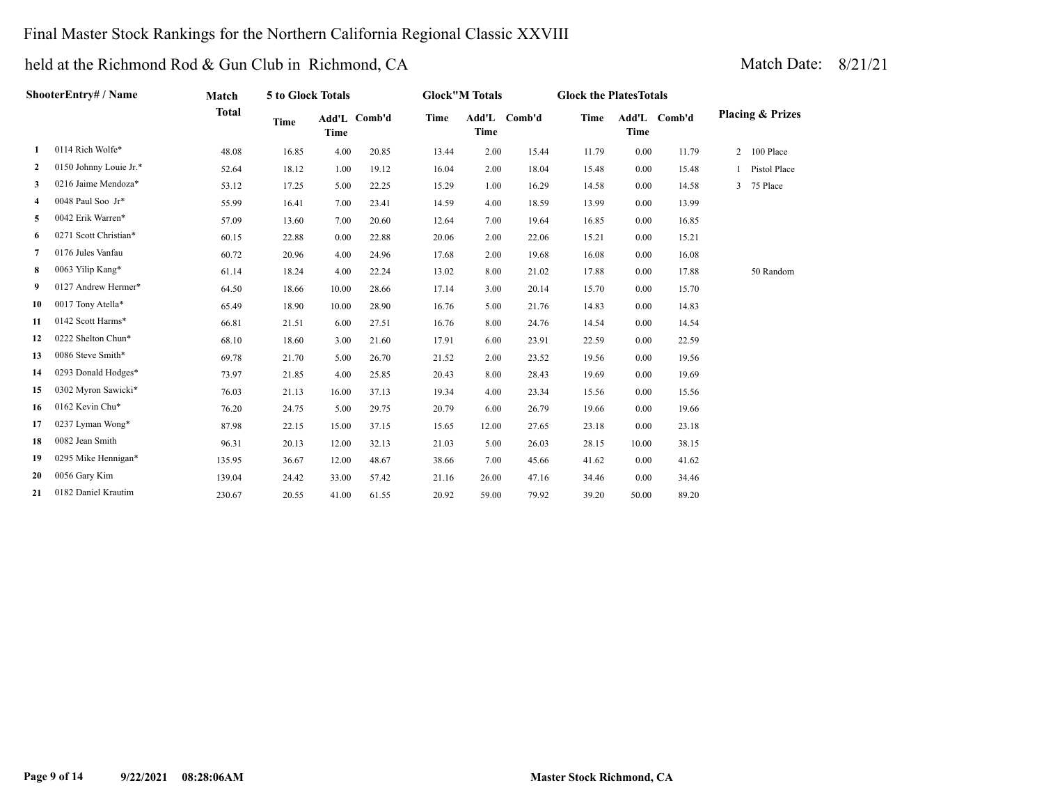# Final Master Stock Rankings for the Northern California Regional Classic XXVIII

## held at the Richmond Rod & Gun Club in Richmond, CA

Match Date: 8/21/21

| | ShooterEntry# / Name | Match Total | 5 to Glock Totals | | | Glock"M Totals | | | Glock the PlatesTotals | | | Placing & Prizes | |
|---|---|---|---|---|---|---|---|---|---|---|---|---|---|
| | | | Time | Add'L Time | Comb'd | Time | Add'L Time | Comb'd | Time | Add'L Time | Comb'd | | |
| 1 | 0114 Rich Wolfe* | 48.08 | 16.85 | 4.00 | 20.85 | 13.44 | 2.00 | 15.44 | 11.79 | 0.00 | 11.79 | 2 | 100 Place |
| 2 | 0150 Johnny Louie Jr.* | 52.64 | 18.12 | 1.00 | 19.12 | 16.04 | 2.00 | 18.04 | 15.48 | 0.00 | 15.48 | 1 | Pistol Place |
| 3 | 0216 Jaime Mendoza* | 53.12 | 17.25 | 5.00 | 22.25 | 15.29 | 1.00 | 16.29 | 14.58 | 0.00 | 14.58 | 3 | 75 Place |
| 4 | 0048 Paul Soo Jr* | 55.99 | 16.41 | 7.00 | 23.41 | 14.59 | 4.00 | 18.59 | 13.99 | 0.00 | 13.99 | | |
| 5 | 0042 Erik Warren* | 57.09 | 13.60 | 7.00 | 20.60 | 12.64 | 7.00 | 19.64 | 16.85 | 0.00 | 16.85 | | |
| 6 | 0271 Scott Christian* | 60.15 | 22.88 | 0.00 | 22.88 | 20.06 | 2.00 | 22.06 | 15.21 | 0.00 | 15.21 | | |
| 7 | 0176 Jules Vanfau | 60.72 | 20.96 | 4.00 | 24.96 | 17.68 | 2.00 | 19.68 | 16.08 | 0.00 | 16.08 | | |
| 8 | 0063 Yilip Kang* | 61.14 | 18.24 | 4.00 | 22.24 | 13.02 | 8.00 | 21.02 | 17.88 | 0.00 | 17.88 | | 50 Random |
| 9 | 0127 Andrew Hermer* | 64.50 | 18.66 | 10.00 | 28.66 | 17.14 | 3.00 | 20.14 | 15.70 | 0.00 | 15.70 | | |
| 10 | 0017 Tony Atella* | 65.49 | 18.90 | 10.00 | 28.90 | 16.76 | 5.00 | 21.76 | 14.83 | 0.00 | 14.83 | | |
| 11 | 0142 Scott Harms* | 66.81 | 21.51 | 6.00 | 27.51 | 16.76 | 8.00 | 24.76 | 14.54 | 0.00 | 14.54 | | |
| 12 | 0222 Shelton Chun* | 68.10 | 18.60 | 3.00 | 21.60 | 17.91 | 6.00 | 23.91 | 22.59 | 0.00 | 22.59 | | |
| 13 | 0086 Steve Smith* | 69.78 | 21.70 | 5.00 | 26.70 | 21.52 | 2.00 | 23.52 | 19.56 | 0.00 | 19.56 | | |
| 14 | 0293 Donald Hodges* | 73.97 | 21.85 | 4.00 | 25.85 | 20.43 | 8.00 | 28.43 | 19.69 | 0.00 | 19.69 | | |
| 15 | 0302 Myron Sawicki* | 76.03 | 21.13 | 16.00 | 37.13 | 19.34 | 4.00 | 23.34 | 15.56 | 0.00 | 15.56 | | |
| 16 | 0162 Kevin Chu* | 76.20 | 24.75 | 5.00 | 29.75 | 20.79 | 6.00 | 26.79 | 19.66 | 0.00 | 19.66 | | |
| 17 | 0237 Lyman Wong* | 87.98 | 22.15 | 15.00 | 37.15 | 15.65 | 12.00 | 27.65 | 23.18 | 0.00 | 23.18 | | |
| 18 | 0082 Jean Smith | 96.31 | 20.13 | 12.00 | 32.13 | 21.03 | 5.00 | 26.03 | 28.15 | 10.00 | 38.15 | | |
| 19 | 0295 Mike Hennigan* | 135.95 | 36.67 | 12.00 | 48.67 | 38.66 | 7.00 | 45.66 | 41.62 | 0.00 | 41.62 | | |
| 20 | 0056 Gary Kim | 139.04 | 24.42 | 33.00 | 57.42 | 21.16 | 26.00 | 47.16 | 34.46 | 0.00 | 34.46 | | |
| 21 | 0182 Daniel Krautim | 230.67 | 20.55 | 41.00 | 61.55 | 20.92 | 59.00 | 79.92 | 39.20 | 50.00 | 89.20 | | |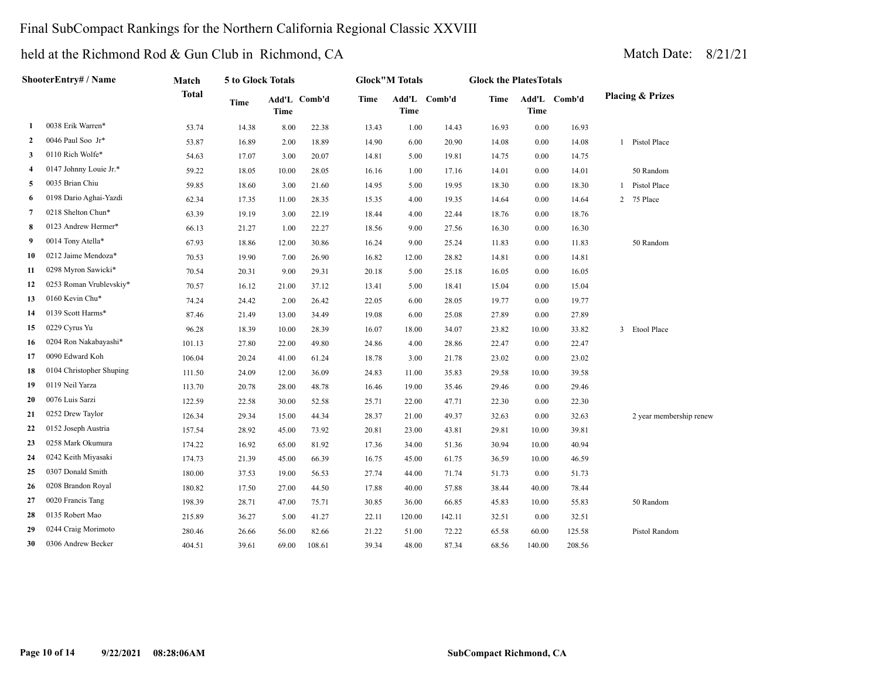# Final SubCompact Rankings for the Northern California Regional Classic XXVIII

## held at the Richmond Rod & Gun Club in Richmond, CA

Match Date: 8/21/21

| | ShooterEntry# / Name | Match Total | 5 to Glock Totals | | | Glock"M Totals | | | Glock the PlatesTotals | | | Placing & Prizes |
|---|---|---|---|---|---|---|---|---|---|---|---|---|
| | | | Time | Add'L Time | Comb'd | Time | Add'L Time | Comb'd | Time | Add'L Time | Comb'd | |
| 1 | 0038 Erik Warren* | 53.74 | 14.38 | 8.00 | 22.38 | 13.43 | 1.00 | 14.43 | 16.93 | 0.00 | 16.93 | |
| 2 | 0046 Paul Soo Jr* | 53.87 | 16.89 | 2.00 | 18.89 | 14.90 | 6.00 | 20.90 | 14.08 | 0.00 | 14.08 | 1 Pistol Place |
| 3 | 0110 Rich Wolfe* | 54.63 | 17.07 | 3.00 | 20.07 | 14.81 | 5.00 | 19.81 | 14.75 | 0.00 | 14.75 | |
| 4 | 0147 Johnny Louie Jr.* | 59.22 | 18.05 | 10.00 | 28.05 | 16.16 | 1.00 | 17.16 | 14.01 | 0.00 | 14.01 | 50 Random |
| 5 | 0035 Brian Chiu | 59.85 | 18.60 | 3.00 | 21.60 | 14.95 | 5.00 | 19.95 | 18.30 | 0.00 | 18.30 | 1 Pistol Place |
| 6 | 0198 Dario Aghai-Yazdi | 62.34 | 17.35 | 11.00 | 28.35 | 15.35 | 4.00 | 19.35 | 14.64 | 0.00 | 14.64 | 2 75 Place |
| 7 | 0218 Shelton Chun* | 63.39 | 19.19 | 3.00 | 22.19 | 18.44 | 4.00 | 22.44 | 18.76 | 0.00 | 18.76 | |
| 8 | 0123 Andrew Hermer* | 66.13 | 21.27 | 1.00 | 22.27 | 18.56 | 9.00 | 27.56 | 16.30 | 0.00 | 16.30 | |
| 9 | 0014 Tony Atella* | 67.93 | 18.86 | 12.00 | 30.86 | 16.24 | 9.00 | 25.24 | 11.83 | 0.00 | 11.83 | 50 Random |
| 10 | 0212 Jaime Mendoza* | 70.53 | 19.90 | 7.00 | 26.90 | 16.82 | 12.00 | 28.82 | 14.81 | 0.00 | 14.81 | |
| 11 | 0298 Myron Sawicki* | 70.54 | 20.31 | 9.00 | 29.31 | 20.18 | 5.00 | 25.18 | 16.05 | 0.00 | 16.05 | |
| 12 | 0253 Roman Vrublevskiy* | 70.57 | 16.12 | 21.00 | 37.12 | 13.41 | 5.00 | 18.41 | 15.04 | 0.00 | 15.04 | |
| 13 | 0160 Kevin Chu* | 74.24 | 24.42 | 2.00 | 26.42 | 22.05 | 6.00 | 28.05 | 19.77 | 0.00 | 19.77 | |
| 14 | 0139 Scott Harms* | 87.46 | 21.49 | 13.00 | 34.49 | 19.08 | 6.00 | 25.08 | 27.89 | 0.00 | 27.89 | |
| 15 | 0229 Cyrus Yu | 96.28 | 18.39 | 10.00 | 28.39 | 16.07 | 18.00 | 34.07 | 23.82 | 10.00 | 33.82 | 3 Etool Place |
| 16 | 0204 Ron Nakabayashi* | 101.13 | 27.80 | 22.00 | 49.80 | 24.86 | 4.00 | 28.86 | 22.47 | 0.00 | 22.47 | |
| 17 | 0090 Edward Koh | 106.04 | 20.24 | 41.00 | 61.24 | 18.78 | 3.00 | 21.78 | 23.02 | 0.00 | 23.02 | |
| 18 | 0104 Christopher Shuping | 111.50 | 24.09 | 12.00 | 36.09 | 24.83 | 11.00 | 35.83 | 29.58 | 10.00 | 39.58 | |
| 19 | 0119 Neil Yarza | 113.70 | 20.78 | 28.00 | 48.78 | 16.46 | 19.00 | 35.46 | 29.46 | 0.00 | 29.46 | |
| 20 | 0076 Luis Sarzi | 122.59 | 22.58 | 30.00 | 52.58 | 25.71 | 22.00 | 47.71 | 22.30 | 0.00 | 22.30 | |
| 21 | 0252 Drew Taylor | 126.34 | 29.34 | 15.00 | 44.34 | 28.37 | 21.00 | 49.37 | 32.63 | 0.00 | 32.63 | 2 year membership renew |
| 22 | 0152 Joseph Austria | 157.54 | 28.92 | 45.00 | 73.92 | 20.81 | 23.00 | 43.81 | 29.81 | 10.00 | 39.81 | |
| 23 | 0258 Mark Okumura | 174.22 | 16.92 | 65.00 | 81.92 | 17.36 | 34.00 | 51.36 | 30.94 | 10.00 | 40.94 | |
| 24 | 0242 Keith Miyasaki | 174.73 | 21.39 | 45.00 | 66.39 | 16.75 | 45.00 | 61.75 | 36.59 | 10.00 | 46.59 | |
| 25 | 0307 Donald Smith | 180.00 | 37.53 | 19.00 | 56.53 | 27.74 | 44.00 | 71.74 | 51.73 | 0.00 | 51.73 | |
| 26 | 0208 Brandon Royal | 180.82 | 17.50 | 27.00 | 44.50 | 17.88 | 40.00 | 57.88 | 38.44 | 40.00 | 78.44 | |
| 27 | 0020 Francis Tang | 198.39 | 28.71 | 47.00 | 75.71 | 30.85 | 36.00 | 66.85 | 45.83 | 10.00 | 55.83 | 50 Random |
| 28 | 0135 Robert Mao | 215.89 | 36.27 | 5.00 | 41.27 | 22.11 | 120.00 | 142.11 | 32.51 | 0.00 | 32.51 | |
| 29 | 0244 Craig Morimoto | 280.46 | 26.66 | 56.00 | 82.66 | 21.22 | 51.00 | 72.22 | 65.58 | 60.00 | 125.58 | Pistol Random |
| 30 | 0306 Andrew Becker | 404.51 | 39.61 | 69.00 | 108.61 | 39.34 | 48.00 | 87.34 | 68.56 | 140.00 | 208.56 | |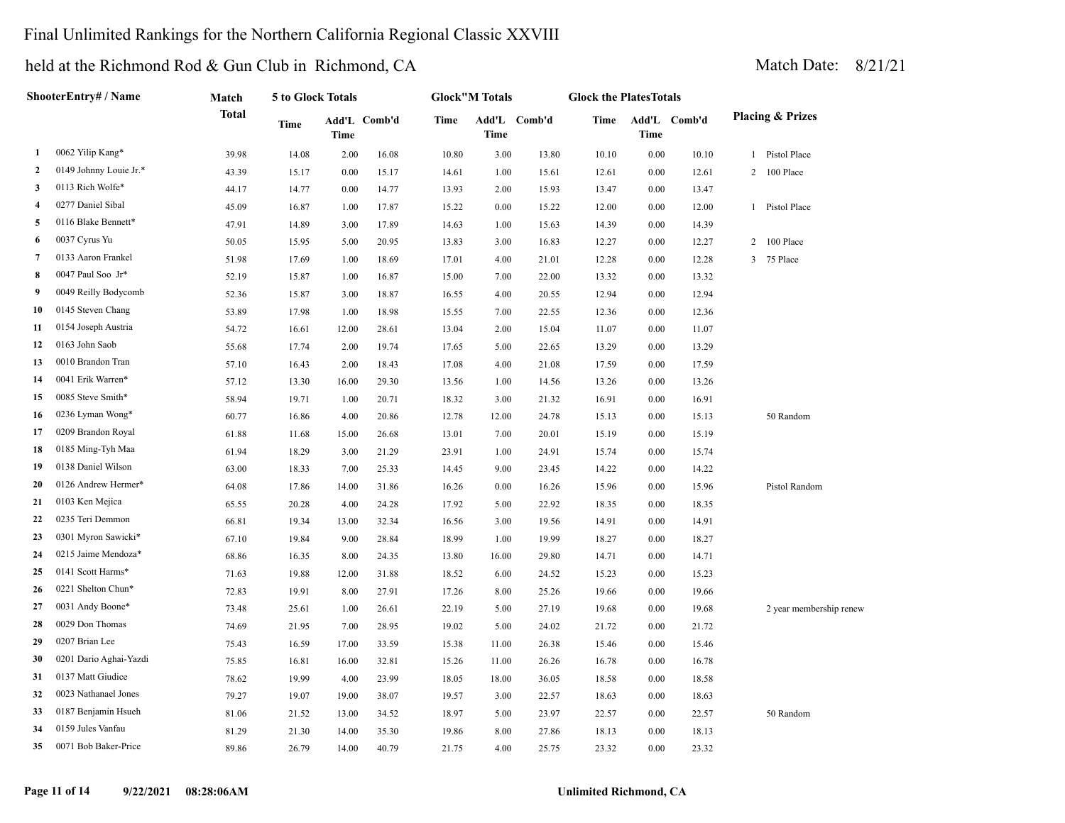Final Unlimited Rankings for the Northern California Regional Classic XXVIII

held at the Richmond Rod & Gun Club in Richmond, CA

Match Date: 8/21/21

| | ShooterEntry# / Name | Match Total | 5 to Glock Totals | | | Glock"M Totals | | | Glock the Plates Totals | | | Placing & Prizes |
|---|---|---|---|---|---|---|---|---|---|---|---|---|
| | | | Time | Add'L Time | Comb'd | Time | Add'L Time | Comb'd | Time | Add'L Time | Comb'd | |
| 1 | 0062 Yilip Kang* | 39.98 | 14.08 | 2.00 | 16.08 | 10.80 | 3.00 | 13.80 | 10.10 | 0.00 | 10.10 | 1 Pistol Place |
| 2 | 0149 Johnny Louie Jr.* | 43.39 | 15.17 | 0.00 | 15.17 | 14.61 | 1.00 | 15.61 | 12.61 | 0.00 | 12.61 | 2 100 Place |
| 3 | 0113 Rich Wolfe* | 44.17 | 14.77 | 0.00 | 14.77 | 13.93 | 2.00 | 15.93 | 13.47 | 0.00 | 13.47 | |
| 4 | 0277 Daniel Sibal | 45.09 | 16.87 | 1.00 | 17.87 | 15.22 | 0.00 | 15.22 | 12.00 | 0.00 | 12.00 | 1 Pistol Place |
| 5 | 0116 Blake Bennett* | 47.91 | 14.89 | 3.00 | 17.89 | 14.63 | 1.00 | 15.63 | 14.39 | 0.00 | 14.39 | |
| 6 | 0037 Cyrus Yu | 50.05 | 15.95 | 5.00 | 20.95 | 13.83 | 3.00 | 16.83 | 12.27 | 0.00 | 12.27 | 2 100 Place |
| 7 | 0133 Aaron Frankel | 51.98 | 17.69 | 1.00 | 18.69 | 17.01 | 4.00 | 21.01 | 12.28 | 0.00 | 12.28 | 3 75 Place |
| 8 | 0047 Paul Soo Jr* | 52.19 | 15.87 | 1.00 | 16.87 | 15.00 | 7.00 | 22.00 | 13.32 | 0.00 | 13.32 | |
| 9 | 0049 Reilly Bodycomb | 52.36 | 15.87 | 3.00 | 18.87 | 16.55 | 4.00 | 20.55 | 12.94 | 0.00 | 12.94 | |
| 10 | 0145 Steven Chang | 53.89 | 17.98 | 1.00 | 18.98 | 15.55 | 7.00 | 22.55 | 12.36 | 0.00 | 12.36 | |
| 11 | 0154 Joseph Austria | 54.72 | 16.61 | 12.00 | 28.61 | 13.04 | 2.00 | 15.04 | 11.07 | 0.00 | 11.07 | |
| 12 | 0163 John Saob | 55.68 | 17.74 | 2.00 | 19.74 | 17.65 | 5.00 | 22.65 | 13.29 | 0.00 | 13.29 | |
| 13 | 0010 Brandon Tran | 57.10 | 16.43 | 2.00 | 18.43 | 17.08 | 4.00 | 21.08 | 17.59 | 0.00 | 17.59 | |
| 14 | 0041 Erik Warren* | 57.12 | 13.30 | 16.00 | 29.30 | 13.56 | 1.00 | 14.56 | 13.26 | 0.00 | 13.26 | |
| 15 | 0085 Steve Smith* | 58.94 | 19.71 | 1.00 | 20.71 | 18.32 | 3.00 | 21.32 | 16.91 | 0.00 | 16.91 | |
| 16 | 0236 Lyman Wong* | 60.77 | 16.86 | 4.00 | 20.86 | 12.78 | 12.00 | 24.78 | 15.13 | 0.00 | 15.13 | 50 Random |
| 17 | 0209 Brandon Royal | 61.88 | 11.68 | 15.00 | 26.68 | 13.01 | 7.00 | 20.01 | 15.19 | 0.00 | 15.19 | |
| 18 | 0185 Ming-Tyh Maa | 61.94 | 18.29 | 3.00 | 21.29 | 23.91 | 1.00 | 24.91 | 15.74 | 0.00 | 15.74 | |
| 19 | 0138 Daniel Wilson | 63.00 | 18.33 | 7.00 | 25.33 | 14.45 | 9.00 | 23.45 | 14.22 | 0.00 | 14.22 | |
| 20 | 0126 Andrew Hermer* | 64.08 | 17.86 | 14.00 | 31.86 | 16.26 | 0.00 | 16.26 | 15.96 | 0.00 | 15.96 | Pistol Random |
| 21 | 0103 Ken Mejica | 65.55 | 20.28 | 4.00 | 24.28 | 17.92 | 5.00 | 22.92 | 18.35 | 0.00 | 18.35 | |
| 22 | 0235 Teri Demmon | 66.81 | 19.34 | 13.00 | 32.34 | 16.56 | 3.00 | 19.56 | 14.91 | 0.00 | 14.91 | |
| 23 | 0301 Myron Sawicki* | 67.10 | 19.84 | 9.00 | 28.84 | 18.99 | 1.00 | 19.99 | 18.27 | 0.00 | 18.27 | |
| 24 | 0215 Jaime Mendoza* | 68.86 | 16.35 | 8.00 | 24.35 | 13.80 | 16.00 | 29.80 | 14.71 | 0.00 | 14.71 | |
| 25 | 0141 Scott Harms* | 71.63 | 19.88 | 12.00 | 31.88 | 18.52 | 6.00 | 24.52 | 15.23 | 0.00 | 15.23 | |
| 26 | 0221 Shelton Chun* | 72.83 | 19.91 | 8.00 | 27.91 | 17.26 | 8.00 | 25.26 | 19.66 | 0.00 | 19.66 | |
| 27 | 0031 Andy Boone* | 73.48 | 25.61 | 1.00 | 26.61 | 22.19 | 5.00 | 27.19 | 19.68 | 0.00 | 19.68 | 2 year membership renew |
| 28 | 0029 Don Thomas | 74.69 | 21.95 | 7.00 | 28.95 | 19.02 | 5.00 | 24.02 | 21.72 | 0.00 | 21.72 | |
| 29 | 0207 Brian Lee | 75.43 | 16.59 | 17.00 | 33.59 | 15.38 | 11.00 | 26.38 | 15.46 | 0.00 | 15.46 | |
| 30 | 0201 Dario Aghai-Yazdi | 75.85 | 16.81 | 16.00 | 32.81 | 15.26 | 11.00 | 26.26 | 16.78 | 0.00 | 16.78 | |
| 31 | 0137 Matt Giudice | 78.62 | 19.99 | 4.00 | 23.99 | 18.05 | 18.00 | 36.05 | 18.58 | 0.00 | 18.58 | |
| 32 | 0023 Nathanael Jones | 79.27 | 19.07 | 19.00 | 38.07 | 19.57 | 3.00 | 22.57 | 18.63 | 0.00 | 18.63 | |
| 33 | 0187 Benjamin Hsueh | 81.06 | 21.52 | 13.00 | 34.52 | 18.97 | 5.00 | 23.97 | 22.57 | 0.00 | 22.57 | 50 Random |
| 34 | 0159 Jules Vanfau | 81.29 | 21.30 | 14.00 | 35.30 | 19.86 | 8.00 | 27.86 | 18.13 | 0.00 | 18.13 | |
| 35 | 0071 Bob Baker-Price | 89.86 | 26.79 | 14.00 | 40.79 | 21.75 | 4.00 | 25.75 | 23.32 | 0.00 | 23.32 | |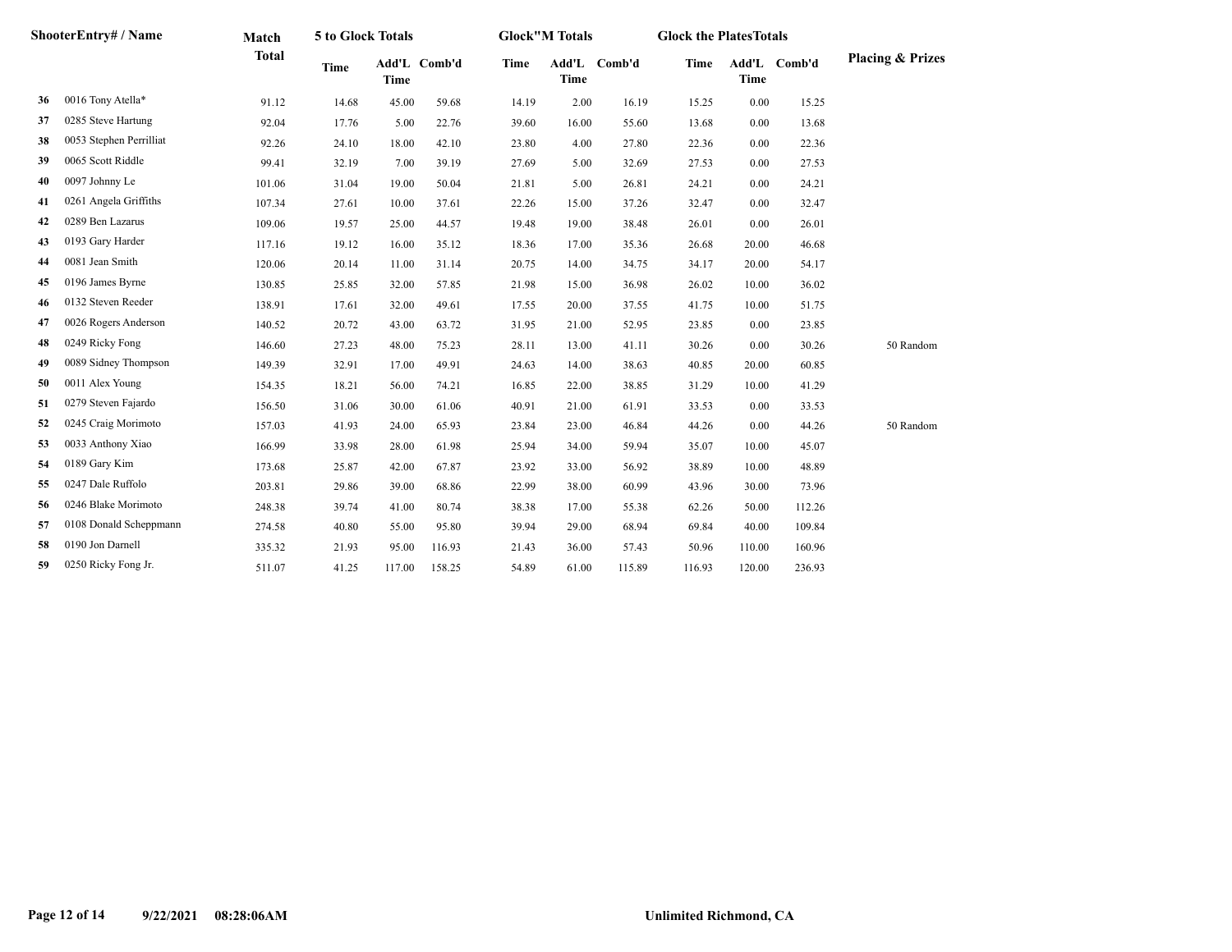| | ShooterEntry# / Name | Match Total | 5 to Glock Totals | | | Glock"M Totals | | | Glock the PlatesTotals | | | Placing & Prizes |
|---|---|---|---|---|---|---|---|---|---|---|---|---|
| | | | Time | Add'L Time | Comb'd | Time | Add'L Time | Comb'd | Time | Add'L Time | Comb'd | |
| 36 | 0016 Tony Atella* | 91.12 | 14.68 | 45.00 | 59.68 | 14.19 | 2.00 | 16.19 | 15.25 | 0.00 | 15.25 | |
| 37 | 0285 Steve Hartung | 92.04 | 17.76 | 5.00 | 22.76 | 39.60 | 16.00 | 55.60 | 13.68 | 0.00 | 13.68 | |
| 38 | 0053 Stephen Perrilliat | 92.26 | 24.10 | 18.00 | 42.10 | 23.80 | 4.00 | 27.80 | 22.36 | 0.00 | 22.36 | |
| 39 | 0065 Scott Riddle | 99.41 | 32.19 | 7.00 | 39.19 | 27.69 | 5.00 | 32.69 | 27.53 | 0.00 | 27.53 | |
| 40 | 0097 Johnny Le | 101.06 | 31.04 | 19.00 | 50.04 | 21.81 | 5.00 | 26.81 | 24.21 | 0.00 | 24.21 | |
| 41 | 0261 Angela Griffiths | 107.34 | 27.61 | 10.00 | 37.61 | 22.26 | 15.00 | 37.26 | 32.47 | 0.00 | 32.47 | |
| 42 | 0289 Ben Lazarus | 109.06 | 19.57 | 25.00 | 44.57 | 19.48 | 19.00 | 38.48 | 26.01 | 0.00 | 26.01 | |
| 43 | 0193 Gary Harder | 117.16 | 19.12 | 16.00 | 35.12 | 18.36 | 17.00 | 35.36 | 26.68 | 20.00 | 46.68 | |
| 44 | 0081 Jean Smith | 120.06 | 20.14 | 11.00 | 31.14 | 20.75 | 14.00 | 34.75 | 34.17 | 20.00 | 54.17 | |
| 45 | 0196 James Byrne | 130.85 | 25.85 | 32.00 | 57.85 | 21.98 | 15.00 | 36.98 | 26.02 | 10.00 | 36.02 | |
| 46 | 0132 Steven Reeder | 138.91 | 17.61 | 32.00 | 49.61 | 17.55 | 20.00 | 37.55 | 41.75 | 10.00 | 51.75 | |
| 47 | 0026 Rogers Anderson | 140.52 | 20.72 | 43.00 | 63.72 | 31.95 | 21.00 | 52.95 | 23.85 | 0.00 | 23.85 | |
| 48 | 0249 Ricky Fong | 146.60 | 27.23 | 48.00 | 75.23 | 28.11 | 13.00 | 41.11 | 30.26 | 0.00 | 30.26 | 50 Random |
| 49 | 0089 Sidney Thompson | 149.39 | 32.91 | 17.00 | 49.91 | 24.63 | 14.00 | 38.63 | 40.85 | 20.00 | 60.85 | |
| 50 | 0011 Alex Young | 154.35 | 18.21 | 56.00 | 74.21 | 16.85 | 22.00 | 38.85 | 31.29 | 10.00 | 41.29 | |
| 51 | 0279 Steven Fajardo | 156.50 | 31.06 | 30.00 | 61.06 | 40.91 | 21.00 | 61.91 | 33.53 | 0.00 | 33.53 | |
| 52 | 0245 Craig Morimoto | 157.03 | 41.93 | 24.00 | 65.93 | 23.84 | 23.00 | 46.84 | 44.26 | 0.00 | 44.26 | 50 Random |
| 53 | 0033 Anthony Xiao | 166.99 | 33.98 | 28.00 | 61.98 | 25.94 | 34.00 | 59.94 | 35.07 | 10.00 | 45.07 | |
| 54 | 0189 Gary Kim | 173.68 | 25.87 | 42.00 | 67.87 | 23.92 | 33.00 | 56.92 | 38.89 | 10.00 | 48.89 | |
| 55 | 0247 Dale Ruffolo | 203.81 | 29.86 | 39.00 | 68.86 | 22.99 | 38.00 | 60.99 | 43.96 | 30.00 | 73.96 | |
| 56 | 0246 Blake Morimoto | 248.38 | 39.74 | 41.00 | 80.74 | 38.38 | 17.00 | 55.38 | 62.26 | 50.00 | 112.26 | |
| 57 | 0108 Donald Scheppmann | 274.58 | 40.80 | 55.00 | 95.80 | 39.94 | 29.00 | 68.94 | 69.84 | 40.00 | 109.84 | |
| 58 | 0190 Jon Darnell | 335.32 | 21.93 | 95.00 | 116.93 | 21.43 | 36.00 | 57.43 | 50.96 | 110.00 | 160.96 | |
| 59 | 0250 Ricky Fong Jr. | 511.07 | 41.25 | 117.00 | 158.25 | 54.89 | 61.00 | 115.89 | 116.93 | 120.00 | 236.93 | |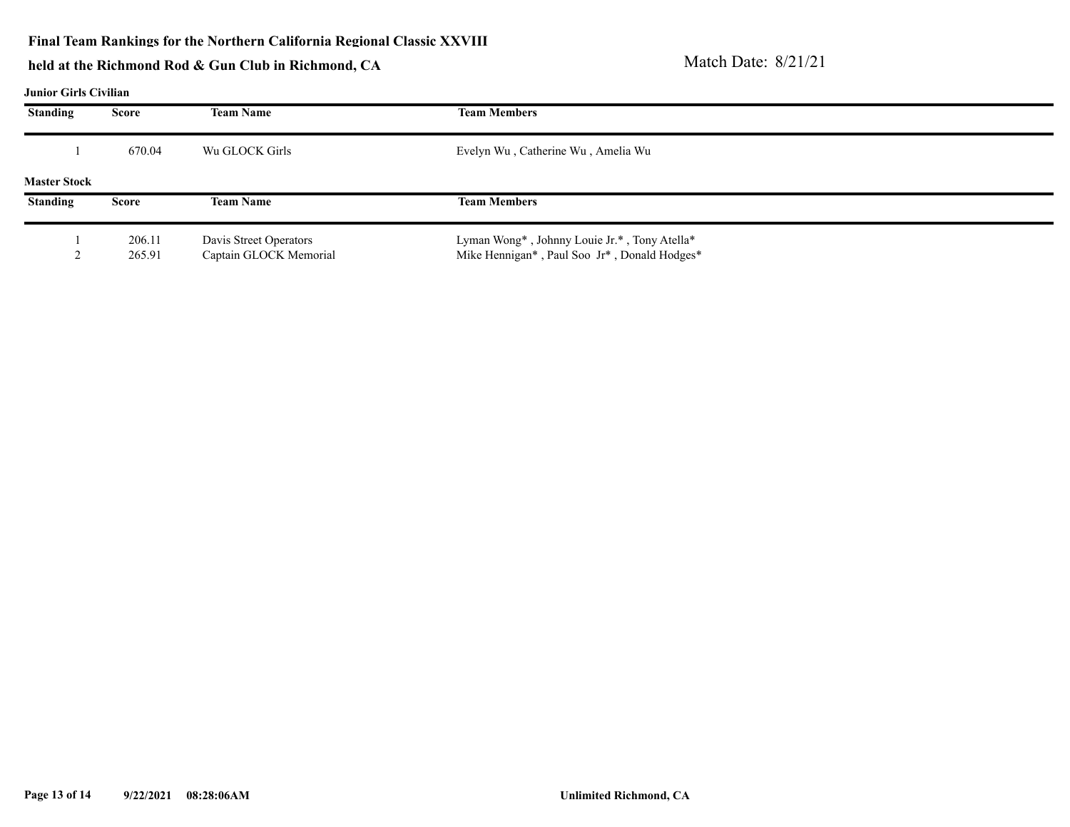**Final Team Rankings for the Northern California Regional Classic XXVIII**

**held at the Richmond Rod & Gun Club in Richmond, CA**

Match Date: 8/21/21

**Junior Girls Civilian**

| Standing | Score | Team Name | Team Members |
|---|---|---|---|
| 1 | 670.04 | Wu GLOCK Girls | Evelyn Wu , Catherine Wu , Amelia Wu |

**Master Stock**

| Standing | Score | Team Name | Team Members |
|---|---|---|---|
| 1 | 206.11 | Davis Street Operators | Lyman Wong* , Johnny Louie Jr.* , Tony Atella* |
| 2 | 265.91 | Captain GLOCK Memorial | Mike Hennigan* , Paul Soo Jr* , Donald Hodges* |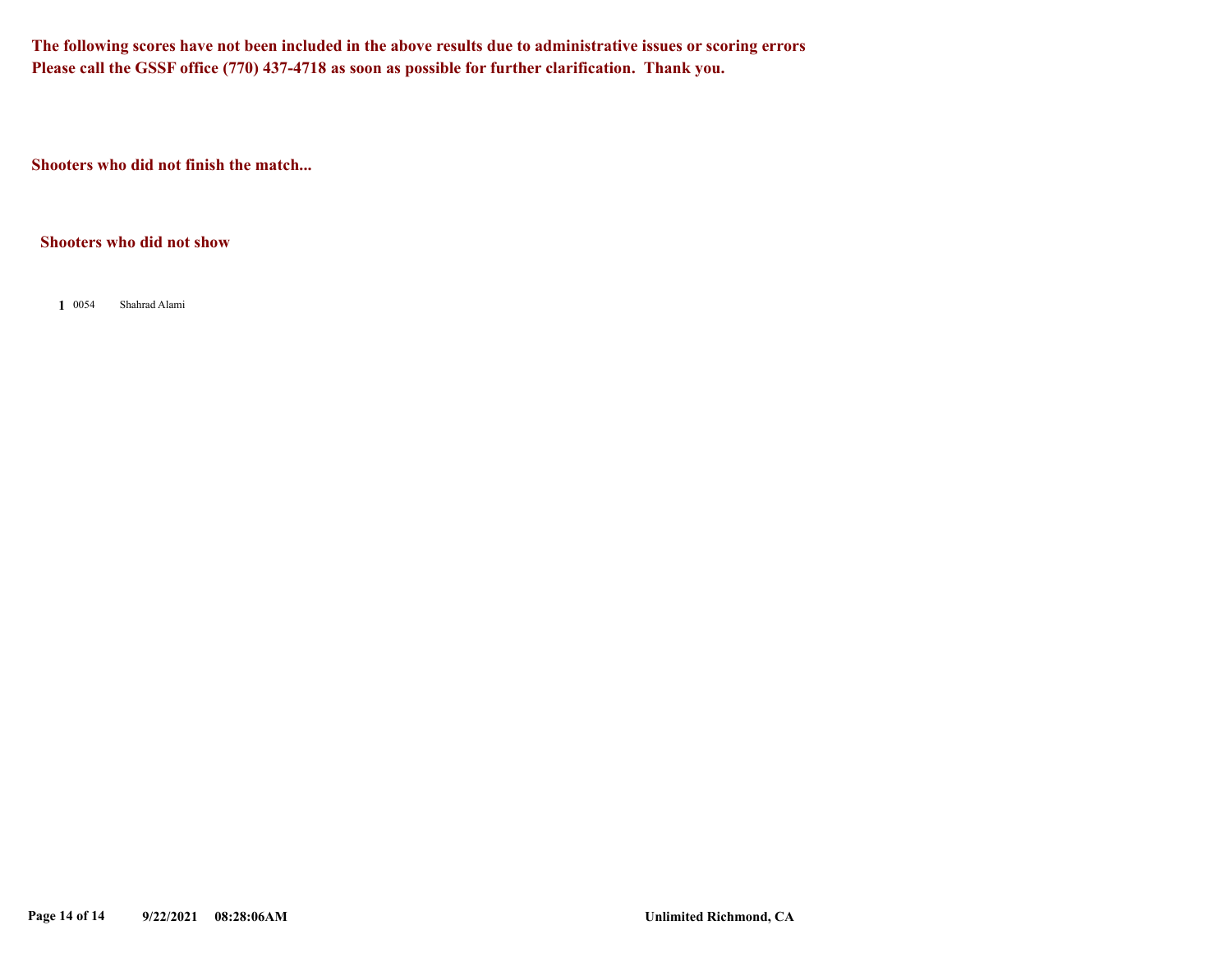**The following scores have not been included in the above results due to administrative issues or scoring errors**
**Please call the GSSF office (770) 437-4718 as soon as possible for further clarification. Thank you.**

**Shooters who did not finish the match...**

**Shooters who did not show**

| | | |
|---|---|---|
| **1** | 0054 | Shahrad Alami |